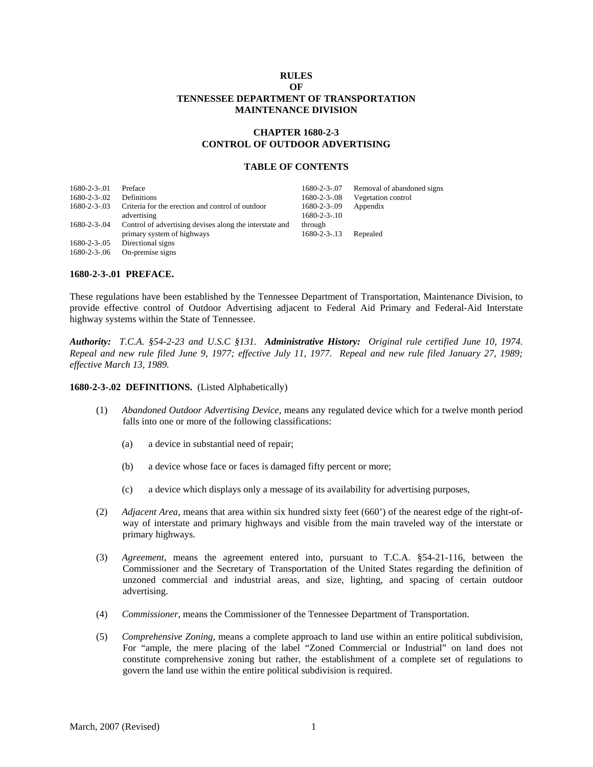# RULES
# OF
# TENNESSEE DEPARTMENT OF TRANSPORTATION
# MAINTENANCE DIVISION

## CHAPTER 1680-2-3
## CONTROL OF OUTDOOR ADVERTISING

### TABLE OF CONTENTS

| | |
|---|---|
| 1680-2-3-.01 | Preface |
| 1680-2-3-.02 | Definitions |
| 1680-2-3-.03 | Criteria for the erection and control of outdoor advertising |
| 1680-2-3-.04 | Control of advertising devises along the interstate and primary system of highways |
| 1680-2-3-.05 | Directional signs |
| 1680-2-3-.06 | On-premise signs |
| 1680-2-3-.07 | Removal of abandoned signs |
| 1680-2-3-.08 | Vegetation control |
| 1680-2-3-.09 | Appendix |
| 1680-2-3-.10 through 1680-2-3-.13 | Repealed |

**1680-2-3-.01 PREFACE.**

These regulations have been established by the Tennessee Department of Transportation, Maintenance Division, to provide effective control of Outdoor Advertising adjacent to Federal Aid Primary and Federal-Aid Interstate highway systems within the State of Tennessee.

***Authority:*** *T.C.A. §54-2-23 and U.S.C §131.* ***Administrative History:*** *Original rule certified June 10, 1974. Repeal and new rule filed June 9, 1977; effective July 11, 1977. Repeal and new rule filed January 27, 1989; effective March 13, 1989.*

**1680-2-3-.02 DEFINITIONS.** (Listed Alphabetically)

(1) *Abandoned Outdoor Advertising Device*, means any regulated device which for a twelve month period falls into one or more of the following classifications:

(a) a device in substantial need of repair;

(b) a device whose face or faces is damaged fifty percent or more;

(c) a device which displays only a message of its availability for advertising purposes,

(2) *Adjacent Area*, means that area within six hundred sixty feet (660') of the nearest edge of the right-of-way of interstate and primary highways and visible from the main traveled way of the interstate or primary highways.

(3) *Agreement*, means the agreement entered into, pursuant to T.C.A. §54-21-116, between the Commissioner and the Secretary of Transportation of the United States regarding the definition of unzoned commercial and industrial areas, and size, lighting, and spacing of certain outdoor advertising.

(4) *Commissioner*, means the Commissioner of the Tennessee Department of Transportation.

(5) *Comprehensive Zoning*, means a complete approach to land use within an entire political subdivision, For "ample, the mere placing of the label "Zoned Commercial or Industrial" on land does not constitute comprehensive zoning but rather, the establishment of a complete set of regulations to govern the land use within the entire political subdivision is required.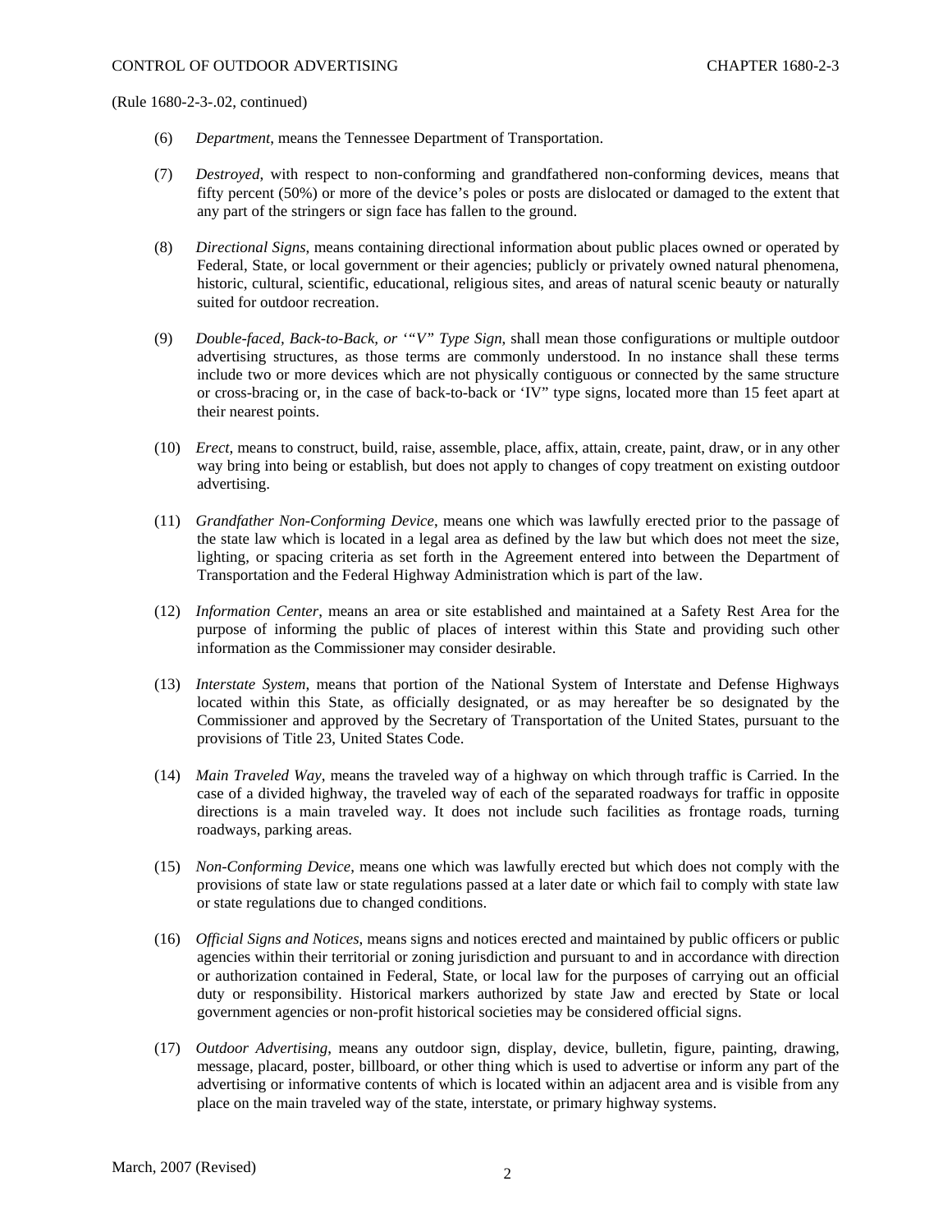(Rule 1680-2-3-.02, continued)

(6) *Department*, means the Tennessee Department of Transportation.

(7) *Destroyed*, with respect to non-conforming and grandfathered non-conforming devices, means that fifty percent (50%) or more of the device's poles or posts are dislocated or damaged to the extent that any part of the stringers or sign face has fallen to the ground.

(8) *Directional Signs*, means containing directional information about public places owned or operated by Federal, State, or local government or their agencies; publicly or privately owned natural phenomena, historic, cultural, scientific, educational, religious sites, and areas of natural scenic beauty or naturally suited for outdoor recreation.

(9) *Double-faced, Back-to-Back, or '"V" Type Sign*, shall mean those configurations or multiple outdoor advertising structures, as those terms are commonly understood. In no instance shall these terms include two or more devices which are not physically contiguous or connected by the same structure or cross-bracing or, in the case of back-to-back or 'IV" type signs, located more than 15 feet apart at their nearest points.

(10) *Erect*, means to construct, build, raise, assemble, place, affix, attain, create, paint, draw, or in any other way bring into being or establish, but does not apply to changes of copy treatment on existing outdoor advertising.

(11) *Grandfather Non-Conforming Device*, means one which was lawfully erected prior to the passage of the state law which is located in a legal area as defined by the law but which does not meet the size, lighting, or spacing criteria as set forth in the Agreement entered into between the Department of Transportation and the Federal Highway Administration which is part of the law.

(12) *Information Center*, means an area or site established and maintained at a Safety Rest Area for the purpose of informing the public of places of interest within this State and providing such other information as the Commissioner may consider desirable.

(13) *Interstate System*, means that portion of the National System of Interstate and Defense Highways located within this State, as officially designated, or as may hereafter be so designated by the Commissioner and approved by the Secretary of Transportation of the United States, pursuant to the provisions of Title 23, United States Code.

(14) *Main Traveled Way*, means the traveled way of a highway on which through traffic is Carried. In the case of a divided highway, the traveled way of each of the separated roadways for traffic in opposite directions is a main traveled way. It does not include such facilities as frontage roads, turning roadways, parking areas.

(15) *Non-Conforming Device*, means one which was lawfully erected but which does not comply with the provisions of state law or state regulations passed at a later date or which fail to comply with state law or state regulations due to changed conditions.

(16) *Official Signs and Notices*, means signs and notices erected and maintained by public officers or public agencies within their territorial or zoning jurisdiction and pursuant to and in accordance with direction or authorization contained in Federal, State, or local law for the purposes of carrying out an official duty or responsibility. Historical markers authorized by state Jaw and erected by State or local government agencies or non-profit historical societies may be considered official signs.

(17) *Outdoor Advertising*, means any outdoor sign, display, device, bulletin, figure, painting, drawing, message, placard, poster, billboard, or other thing which is used to advertise or inform any part of the advertising or informative contents of which is located within an adjacent area and is visible from any place on the main traveled way of the state, interstate, or primary highway systems.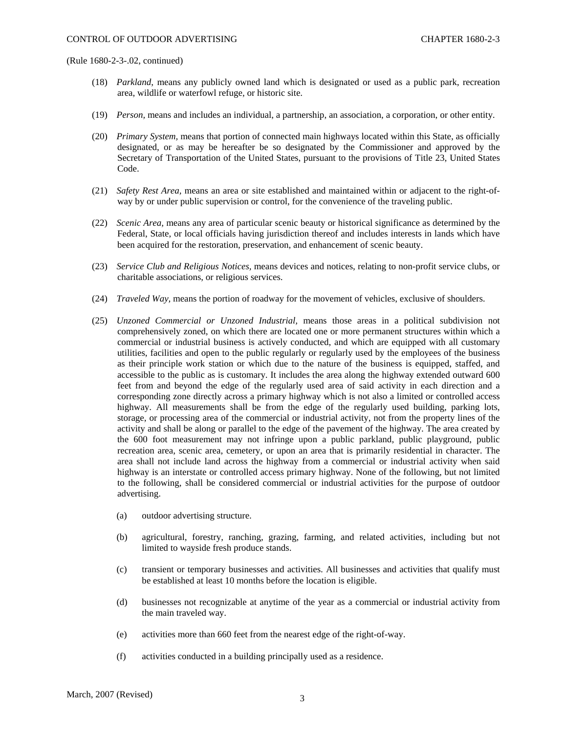(Rule 1680-2-3-.02, continued)

(18) *Parkland,* means any publicly owned land which is designated or used as a public park, recreation area, wildlife or waterfowl refuge, or historic site.

(19) *Person,* means and includes an individual, a partnership, an association, a corporation, or other entity.

(20) *Primary System,* means that portion of connected main highways located within this State, as officially designated, or as may be hereafter be so designated by the Commissioner and approved by the Secretary of Transportation of the United States, pursuant to the provisions of Title 23, United States Code.

(21) *Safety Rest Area,* means an area or site established and maintained within or adjacent to the right-of-way by or under public supervision or control, for the convenience of the traveling public.

(22) *Scenic Area,* means any area of particular scenic beauty or historical significance as determined by the Federal, State, or local officials having jurisdiction thereof and includes interests in lands which have been acquired for the restoration, preservation, and enhancement of scenic beauty.

(23) *Service Club and Religious Notices,* means devices and notices, relating to non-profit service clubs, or charitable associations, or religious services.

(24) *Traveled Way,* means the portion of roadway for the movement of vehicles, exclusive of shoulders.

(25) *Unzoned Commercial or Unzoned Industrial,* means those areas in a political subdivision not comprehensively zoned, on which there are located one or more permanent structures within which a commercial or industrial business is actively conducted, and which are equipped with all customary utilities, facilities and open to the public regularly or regularly used by the employees of the business as their principle work station or which due to the nature of the business is equipped, staffed, and accessible to the public as is customary. It includes the area along the highway extended outward 600 feet from and beyond the edge of the regularly used area of said activity in each direction and a corresponding zone directly across a primary highway which is not also a limited or controlled access highway. All measurements shall be from the edge of the regularly used building, parking lots, storage, or processing area of the commercial or industrial activity, not from the property lines of the activity and shall be along or parallel to the edge of the pavement of the highway. The area created by the 600 foot measurement may not infringe upon a public parkland, public playground, public recreation area, scenic area, cemetery, or upon an area that is primarily residential in character. The area shall not include land across the highway from a commercial or industrial activity when said highway is an interstate or controlled access primary highway. None of the following, but not limited to the following, shall be considered commercial or industrial activities for the purpose of outdoor advertising.

(a) outdoor advertising structure.

(b) agricultural, forestry, ranching, grazing, farming, and related activities, including but not limited to wayside fresh produce stands.

(c) transient or temporary businesses and activities. All businesses and activities that qualify must be established at least 10 months before the location is eligible.

(d) businesses not recognizable at anytime of the year as a commercial or industrial activity from the main traveled way.

(e) activities more than 660 feet from the nearest edge of the right-of-way.

(f) activities conducted in a building principally used as a residence.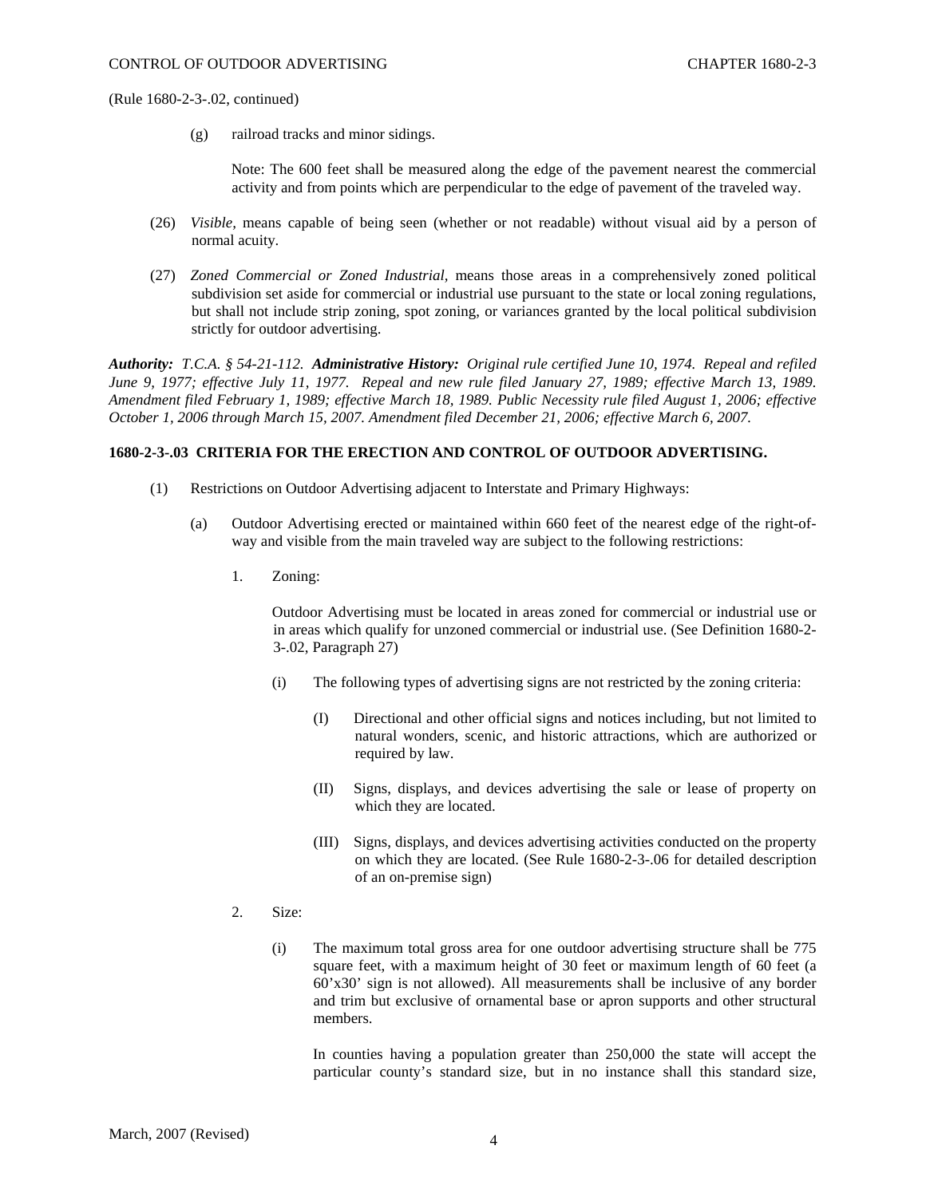(Rule 1680-2-3-.02, continued)

(g) railroad tracks and minor sidings.

Note: The 600 feet shall be measured along the edge of the pavement nearest the commercial activity and from points which are perpendicular to the edge of pavement of the traveled way.

(26) *Visible*, means capable of being seen (whether or not readable) without visual aid by a person of normal acuity.

(27) *Zoned Commercial or Zoned Industrial*, means those areas in a comprehensively zoned political subdivision set aside for commercial or industrial use pursuant to the state or local zoning regulations, but shall not include strip zoning, spot zoning, or variances granted by the local political subdivision strictly for outdoor advertising.

***Authority:*** *T.C.A. § 54-21-112.* ***Administrative History:*** *Original rule certified June 10, 1974. Repeal and refiled June 9, 1977; effective July 11, 1977. Repeal and new rule filed January 27, 1989; effective March 13, 1989. Amendment filed February 1, 1989; effective March 18, 1989. Public Necessity rule filed August 1, 2006; effective October 1, 2006 through March 15, 2007. Amendment filed December 21, 2006; effective March 6, 2007.*

**1680-2-3-.03 CRITERIA FOR THE ERECTION AND CONTROL OF OUTDOOR ADVERTISING.**

(1) Restrictions on Outdoor Advertising adjacent to Interstate and Primary Highways:

(a) Outdoor Advertising erected or maintained within 660 feet of the nearest edge of the right-of-way and visible from the main traveled way are subject to the following restrictions:

1. Zoning:

Outdoor Advertising must be located in areas zoned for commercial or industrial use or in areas which qualify for unzoned commercial or industrial use. (See Definition 1680-2-3-.02, Paragraph 27)

(i) The following types of advertising signs are not restricted by the zoning criteria:

(I) Directional and other official signs and notices including, but not limited to natural wonders, scenic, and historic attractions, which are authorized or required by law.

(II) Signs, displays, and devices advertising the sale or lease of property on which they are located.

(III) Signs, displays, and devices advertising activities conducted on the property on which they are located. (See Rule 1680-2-3-.06 for detailed description of an on-premise sign)

2. Size:

(i) The maximum total gross area for one outdoor advertising structure shall be 775 square feet, with a maximum height of 30 feet or maximum length of 60 feet (a 60'x30' sign is not allowed). All measurements shall be inclusive of any border and trim but exclusive of ornamental base or apron supports and other structural members.

In counties having a population greater than 250,000 the state will accept the particular county's standard size, but in no instance shall this standard size,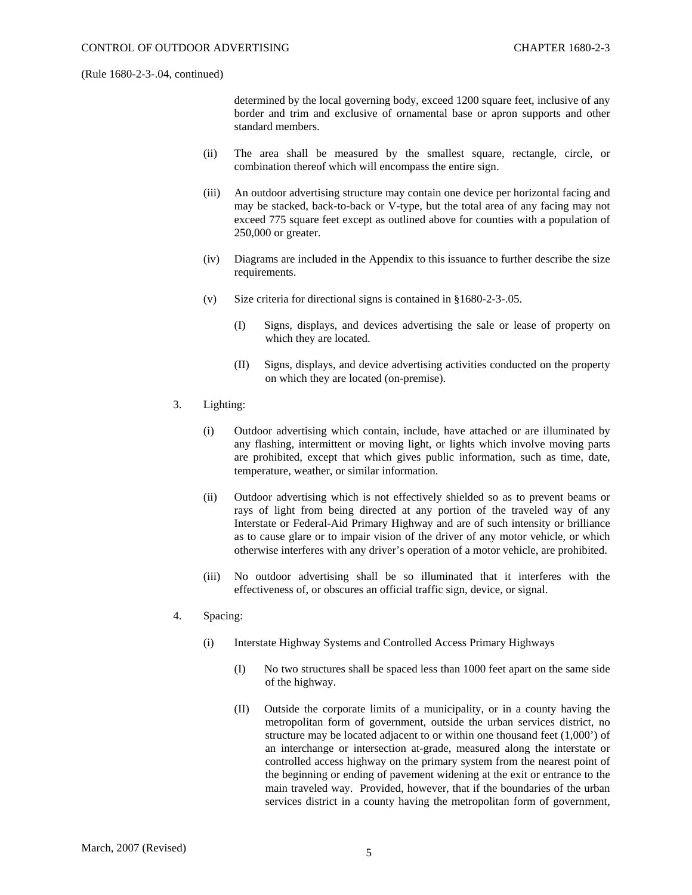(Rule 1680-2-3-.04, continued)

determined by the local governing body, exceed 1200 square feet, inclusive of any border and trim and exclusive of ornamental base or apron supports and other standard members.

(ii) The area shall be measured by the smallest square, rectangle, circle, or combination thereof which will encompass the entire sign.

(iii) An outdoor advertising structure may contain one device per horizontal facing and may be stacked, back-to-back or V-type, but the total area of any facing may not exceed 775 square feet except as outlined above for counties with a population of 250,000 or greater.

(iv) Diagrams are included in the Appendix to this issuance to further describe the size requirements.

(v) Size criteria for directional signs is contained in §1680-2-3-.05.

(I) Signs, displays, and devices advertising the sale or lease of property on which they are located.

(II) Signs, displays, and device advertising activities conducted on the property on which they are located (on-premise).

3. Lighting:

(i) Outdoor advertising which contain, include, have attached or are illuminated by any flashing, intermittent or moving light, or lights which involve moving parts are prohibited, except that which gives public information, such as time, date, temperature, weather, or similar information.

(ii) Outdoor advertising which is not effectively shielded so as to prevent beams or rays of light from being directed at any portion of the traveled way of any Interstate or Federal-Aid Primary Highway and are of such intensity or brilliance as to cause glare or to impair vision of the driver of any motor vehicle, or which otherwise interferes with any driver's operation of a motor vehicle, are prohibited.

(iii) No outdoor advertising shall be so illuminated that it interferes with the effectiveness of, or obscures an official traffic sign, device, or signal.

4. Spacing:

(i) Interstate Highway Systems and Controlled Access Primary Highways

(I) No two structures shall be spaced less than 1000 feet apart on the same side of the highway.

(II) Outside the corporate limits of a municipality, or in a county having the metropolitan form of government, outside the urban services district, no structure may be located adjacent to or within one thousand feet (1,000') of an interchange or intersection at-grade, measured along the interstate or controlled access highway on the primary system from the nearest point of the beginning or ending of pavement widening at the exit or entrance to the main traveled way. Provided, however, that if the boundaries of the urban services district in a county having the metropolitan form of government,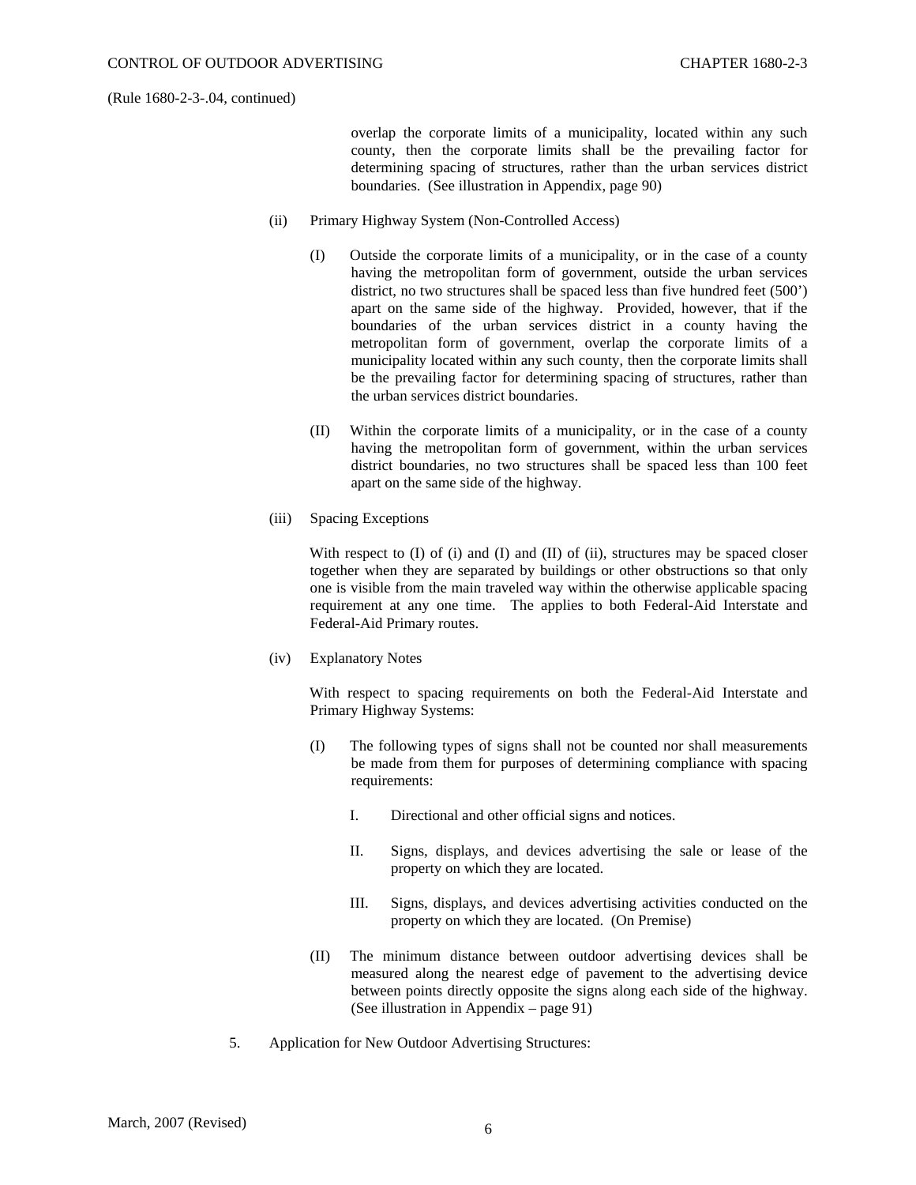(Rule 1680-2-3-.04, continued)

overlap the corporate limits of a municipality, located within any such county, then the corporate limits shall be the prevailing factor for determining spacing of structures, rather than the urban services district boundaries. (See illustration in Appendix, page 90)

(ii) Primary Highway System (Non-Controlled Access)

(I) Outside the corporate limits of a municipality, or in the case of a county having the metropolitan form of government, outside the urban services district, no two structures shall be spaced less than five hundred feet (500') apart on the same side of the highway. Provided, however, that if the boundaries of the urban services district in a county having the metropolitan form of government, overlap the corporate limits of a municipality located within any such county, then the corporate limits shall be the prevailing factor for determining spacing of structures, rather than the urban services district boundaries.

(II) Within the corporate limits of a municipality, or in the case of a county having the metropolitan form of government, within the urban services district boundaries, no two structures shall be spaced less than 100 feet apart on the same side of the highway.

(iii) Spacing Exceptions

With respect to (I) of (i) and (I) and (II) of (ii), structures may be spaced closer together when they are separated by buildings or other obstructions so that only one is visible from the main traveled way within the otherwise applicable spacing requirement at any one time. The applies to both Federal-Aid Interstate and Federal-Aid Primary routes.

(iv) Explanatory Notes

With respect to spacing requirements on both the Federal-Aid Interstate and Primary Highway Systems:

(I) The following types of signs shall not be counted nor shall measurements be made from them for purposes of determining compliance with spacing requirements:

I. Directional and other official signs and notices.

II. Signs, displays, and devices advertising the sale or lease of the property on which they are located.

III. Signs, displays, and devices advertising activities conducted on the property on which they are located. (On Premise)

(II) The minimum distance between outdoor advertising devices shall be measured along the nearest edge of pavement to the advertising device between points directly opposite the signs along each side of the highway. (See illustration in Appendix – page 91)

5. Application for New Outdoor Advertising Structures: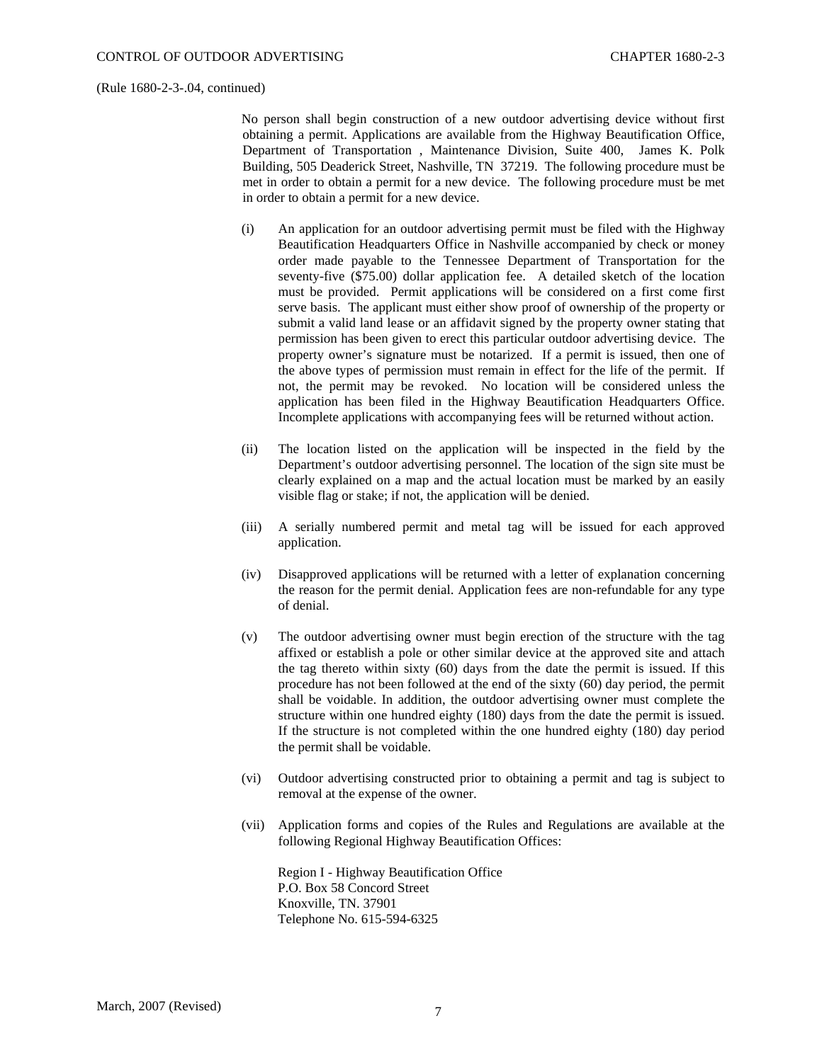(Rule 1680-2-3-.04, continued)

No person shall begin construction of a new outdoor advertising device without first obtaining a permit. Applications are available from the Highway Beautification Office, Department of Transportation , Maintenance Division, Suite 400, James K. Polk Building, 505 Deaderick Street, Nashville, TN 37219. The following procedure must be met in order to obtain a permit for a new device. The following procedure must be met in order to obtain a permit for a new device.

(i) An application for an outdoor advertising permit must be filed with the Highway Beautification Headquarters Office in Nashville accompanied by check or money order made payable to the Tennessee Department of Transportation for the seventy-five ($75.00) dollar application fee. A detailed sketch of the location must be provided. Permit applications will be considered on a first come first serve basis. The applicant must either show proof of ownership of the property or submit a valid land lease or an affidavit signed by the property owner stating that permission has been given to erect this particular outdoor advertising device. The property owner's signature must be notarized. If a permit is issued, then one of the above types of permission must remain in effect for the life of the permit. If not, the permit may be revoked. No location will be considered unless the application has been filed in the Highway Beautification Headquarters Office. Incomplete applications with accompanying fees will be returned without action.

(ii) The location listed on the application will be inspected in the field by the Department's outdoor advertising personnel. The location of the sign site must be clearly explained on a map and the actual location must be marked by an easily visible flag or stake; if not, the application will be denied.

(iii) A serially numbered permit and metal tag will be issued for each approved application.

(iv) Disapproved applications will be returned with a letter of explanation concerning the reason for the permit denial. Application fees are non-refundable for any type of denial.

(v) The outdoor advertising owner must begin erection of the structure with the tag affixed or establish a pole or other similar device at the approved site and attach the tag thereto within sixty (60) days from the date the permit is issued. If this procedure has not been followed at the end of the sixty (60) day period, the permit shall be voidable. In addition, the outdoor advertising owner must complete the structure within one hundred eighty (180) days from the date the permit is issued. If the structure is not completed within the one hundred eighty (180) day period the permit shall be voidable.

(vi) Outdoor advertising constructed prior to obtaining a permit and tag is subject to removal at the expense of the owner.

(vii) Application forms and copies of the Rules and Regulations are available at the following Regional Highway Beautification Offices:

Region I - Highway Beautification Office
P.O. Box 58 Concord Street
Knoxville, TN. 37901
Telephone No. 615-594-6325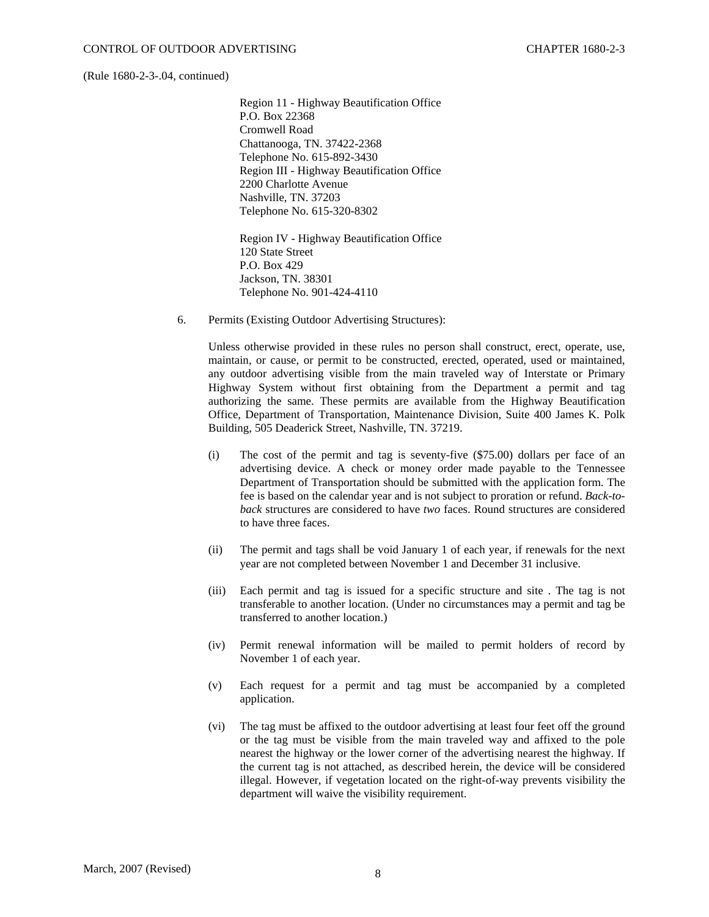(Rule 1680-2-3-.04, continued)

Region 11 - Highway Beautification Office
P.O. Box 22368
Cromwell Road
Chattanooga, TN. 37422-2368
Telephone No. 615-892-3430
Region III - Highway Beautification Office
2200 Charlotte Avenue
Nashville, TN. 37203
Telephone No. 615-320-8302

Region IV - Highway Beautification Office
120 State Street
P.O. Box 429
Jackson, TN. 38301
Telephone No. 901-424-4110

6. Permits (Existing Outdoor Advertising Structures):

Unless otherwise provided in these rules no person shall construct, erect, operate, use, maintain, or cause, or permit to be constructed, erected, operated, used or maintained, any outdoor advertising visible from the main traveled way of Interstate or Primary Highway System without first obtaining from the Department a permit and tag authorizing the same. These permits are available from the Highway Beautification Office, Department of Transportation, Maintenance Division, Suite 400 James K. Polk Building, 505 Deaderick Street, Nashville, TN. 37219.

(i) The cost of the permit and tag is seventy-five ($75.00) dollars per face of an advertising device. A check or money order made payable to the Tennessee Department of Transportation should be submitted with the application form. The fee is based on the calendar year and is not subject to proration or refund. *Back-to-back* structures are considered to have *two* faces. Round structures are considered to have three faces.

(ii) The permit and tags shall be void January 1 of each year, if renewals for the next year are not completed between November 1 and December 31 inclusive.

(iii) Each permit and tag is issued for a specific structure and site . The tag is not transferable to another location. (Under no circumstances may a permit and tag be transferred to another location.)

(iv) Permit renewal information will be mailed to permit holders of record by November 1 of each year.

(v) Each request for a permit and tag must be accompanied by a completed application.

(vi) The tag must be affixed to the outdoor advertising at least four feet off the ground or the tag must be visible from the main traveled way and affixed to the pole nearest the highway or the lower corner of the advertising nearest the highway. If the current tag is not attached, as described herein, the device will be considered illegal. However, if vegetation located on the right-of-way prevents visibility the department will waive the visibility requirement.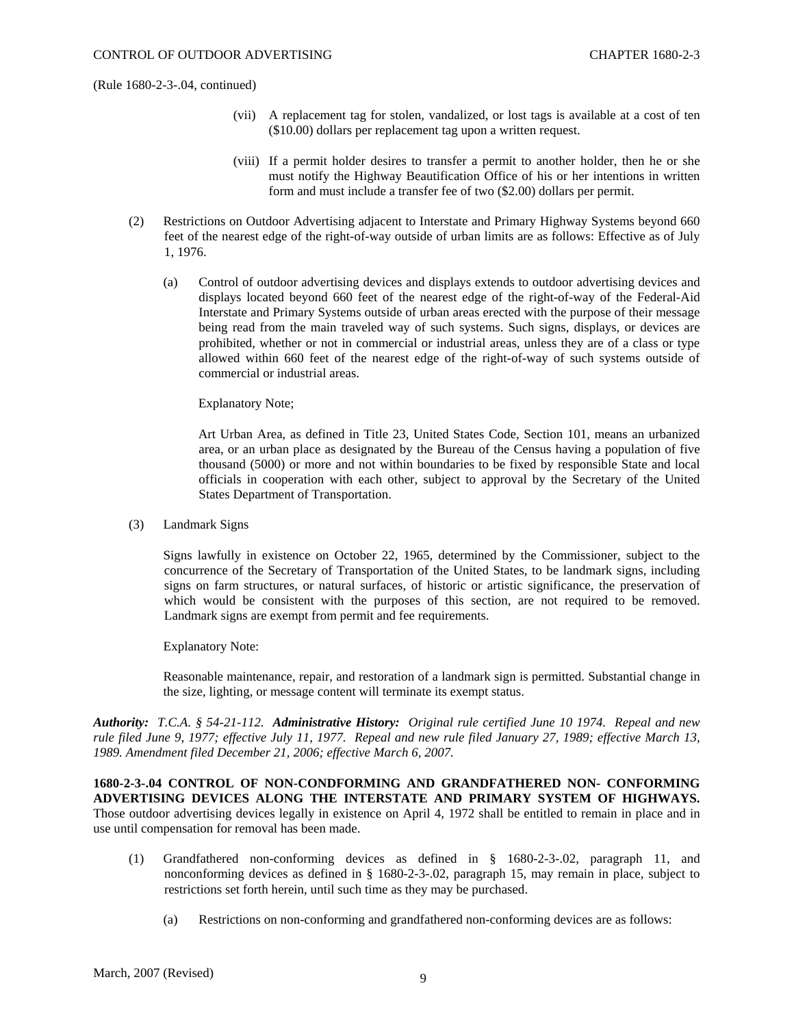(Rule 1680-2-3-.04, continued)

(vii) A replacement tag for stolen, vandalized, or lost tags is available at a cost of ten ($10.00) dollars per replacement tag upon a written request.

(viii) If a permit holder desires to transfer a permit to another holder, then he or she must notify the Highway Beautification Office of his or her intentions in written form and must include a transfer fee of two ($2.00) dollars per permit.

(2) Restrictions on Outdoor Advertising adjacent to Interstate and Primary Highway Systems beyond 660 feet of the nearest edge of the right-of-way outside of urban limits are as follows: Effective as of July 1, 1976.

(a) Control of outdoor advertising devices and displays extends to outdoor advertising devices and displays located beyond 660 feet of the nearest edge of the right-of-way of the Federal-Aid Interstate and Primary Systems outside of urban areas erected with the purpose of their message being read from the main traveled way of such systems. Such signs, displays, or devices are prohibited, whether or not in commercial or industrial areas, unless they are of a class or type allowed within 660 feet of the nearest edge of the right-of-way of such systems outside of commercial or industrial areas.

Explanatory Note;

Art Urban Area, as defined in Title 23, United States Code, Section 101, means an urbanized area, or an urban place as designated by the Bureau of the Census having a population of five thousand (5000) or more and not within boundaries to be fixed by responsible State and local officials in cooperation with each other, subject to approval by the Secretary of the United States Department of Transportation.

(3) Landmark Signs

Signs lawfully in existence on October 22, 1965, determined by the Commissioner, subject to the concurrence of the Secretary of Transportation of the United States, to be landmark signs, including signs on farm structures, or natural surfaces, of historic or artistic significance, the preservation of which would be consistent with the purposes of this section, are not required to be removed. Landmark signs are exempt from permit and fee requirements.

Explanatory Note:

Reasonable maintenance, repair, and restoration of a landmark sign is permitted. Substantial change in the size, lighting, or message content will terminate its exempt status.

***Authority:*** *T.C.A. § 54-21-112.* ***Administrative History:*** *Original rule certified June 10 1974. Repeal and new rule filed June 9, 1977; effective July 11, 1977. Repeal and new rule filed January 27, 1989; effective March 13, 1989. Amendment filed December 21, 2006; effective March 6, 2007.*

**1680-2-3-.04 CONTROL OF NON-CONDFORMING AND GRANDFATHERED NON- CONFORMING ADVERTISING DEVICES ALONG THE INTERSTATE AND PRIMARY SYSTEM OF HIGHWAYS.** Those outdoor advertising devices legally in existence on April 4, 1972 shall be entitled to remain in place and in use until compensation for removal has been made.

(1) Grandfathered non-conforming devices as defined in § 1680-2-3-.02, paragraph 11, and nonconforming devices as defined in § 1680-2-3-.02, paragraph 15, may remain in place, subject to restrictions set forth herein, until such time as they may be purchased.

(a) Restrictions on non-conforming and grandfathered non-conforming devices are as follows: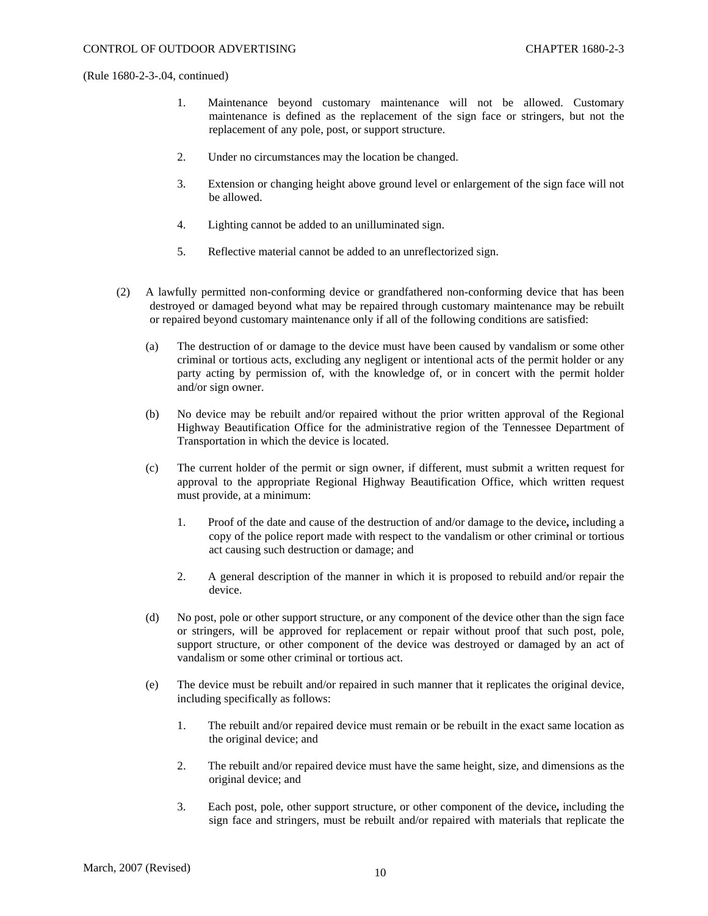(Rule 1680-2-3-.04, continued)

1. Maintenance beyond customary maintenance will not be allowed. Customary maintenance is defined as the replacement of the sign face or stringers, but not the replacement of any pole, post, or support structure.

2. Under no circumstances may the location be changed.

3. Extension or changing height above ground level or enlargement of the sign face will not be allowed.

4. Lighting cannot be added to an unilluminated sign.

5. Reflective material cannot be added to an unreflectorized sign.

(2) A lawfully permitted non-conforming device or grandfathered non-conforming device that has been destroyed or damaged beyond what may be repaired through customary maintenance may be rebuilt or repaired beyond customary maintenance only if all of the following conditions are satisfied:

(a) The destruction of or damage to the device must have been caused by vandalism or some other criminal or tortious acts, excluding any negligent or intentional acts of the permit holder or any party acting by permission of, with the knowledge of, or in concert with the permit holder and/or sign owner.

(b) No device may be rebuilt and/or repaired without the prior written approval of the Regional Highway Beautification Office for the administrative region of the Tennessee Department of Transportation in which the device is located.

(c) The current holder of the permit or sign owner, if different, must submit a written request for approval to the appropriate Regional Highway Beautification Office, which written request must provide, at a minimum:

1. Proof of the date and cause of the destruction of and/or damage to the device**,** including a copy of the police report made with respect to the vandalism or other criminal or tortious act causing such destruction or damage; and

2. A general description of the manner in which it is proposed to rebuild and/or repair the device.

(d) No post, pole or other support structure, or any component of the device other than the sign face or stringers, will be approved for replacement or repair without proof that such post, pole, support structure, or other component of the device was destroyed or damaged by an act of vandalism or some other criminal or tortious act.

(e) The device must be rebuilt and/or repaired in such manner that it replicates the original device, including specifically as follows:

1. The rebuilt and/or repaired device must remain or be rebuilt in the exact same location as the original device; and

2. The rebuilt and/or repaired device must have the same height, size, and dimensions as the original device; and

3. Each post, pole, other support structure, or other component of the device**,** including the sign face and stringers, must be rebuilt and/or repaired with materials that replicate the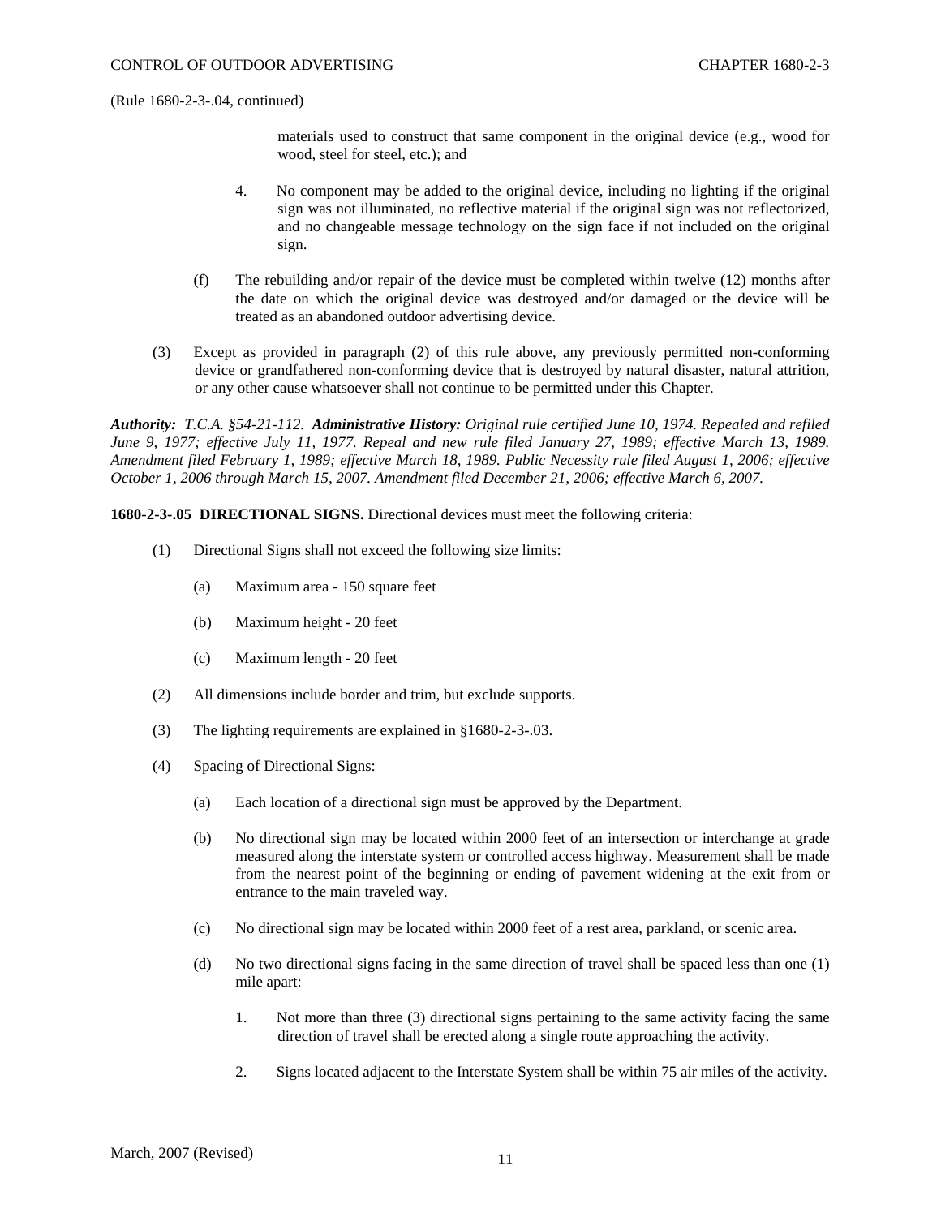(Rule 1680-2-3-.04, continued)

materials used to construct that same component in the original device (e.g., wood for wood, steel for steel, etc.); and

4. No component may be added to the original device, including no lighting if the original sign was not illuminated, no reflective material if the original sign was not reflectorized, and no changeable message technology on the sign face if not included on the original sign.

(f) The rebuilding and/or repair of the device must be completed within twelve (12) months after the date on which the original device was destroyed and/or damaged or the device will be treated as an abandoned outdoor advertising device.

(3) Except as provided in paragraph (2) of this rule above, any previously permitted non-conforming device or grandfathered non-conforming device that is destroyed by natural disaster, natural attrition, or any other cause whatsoever shall not continue to be permitted under this Chapter.

***Authority:*** *T.C.A. §54-21-112.* ***Administrative History:*** *Original rule certified June 10, 1974. Repealed and refiled June 9, 1977; effective July 11, 1977. Repeal and new rule filed January 27, 1989; effective March 13, 1989. Amendment filed February 1, 1989; effective March 18, 1989. Public Necessity rule filed August 1, 2006; effective October 1, 2006 through March 15, 2007. Amendment filed December 21, 2006; effective March 6, 2007.*

**1680-2-3-.05 DIRECTIONAL SIGNS.** Directional devices must meet the following criteria:

(1) Directional Signs shall not exceed the following size limits:

(a) Maximum area - 150 square feet

(b) Maximum height - 20 feet

(c) Maximum length - 20 feet

(2) All dimensions include border and trim, but exclude supports.

(3) The lighting requirements are explained in §1680-2-3-.03.

(4) Spacing of Directional Signs:

(a) Each location of a directional sign must be approved by the Department.

(b) No directional sign may be located within 2000 feet of an intersection or interchange at grade measured along the interstate system or controlled access highway. Measurement shall be made from the nearest point of the beginning or ending of pavement widening at the exit from or entrance to the main traveled way.

(c) No directional sign may be located within 2000 feet of a rest area, parkland, or scenic area.

(d) No two directional signs facing in the same direction of travel shall be spaced less than one (1) mile apart:

1. Not more than three (3) directional signs pertaining to the same activity facing the same direction of travel shall be erected along a single route approaching the activity.

2. Signs located adjacent to the Interstate System shall be within 75 air miles of the activity.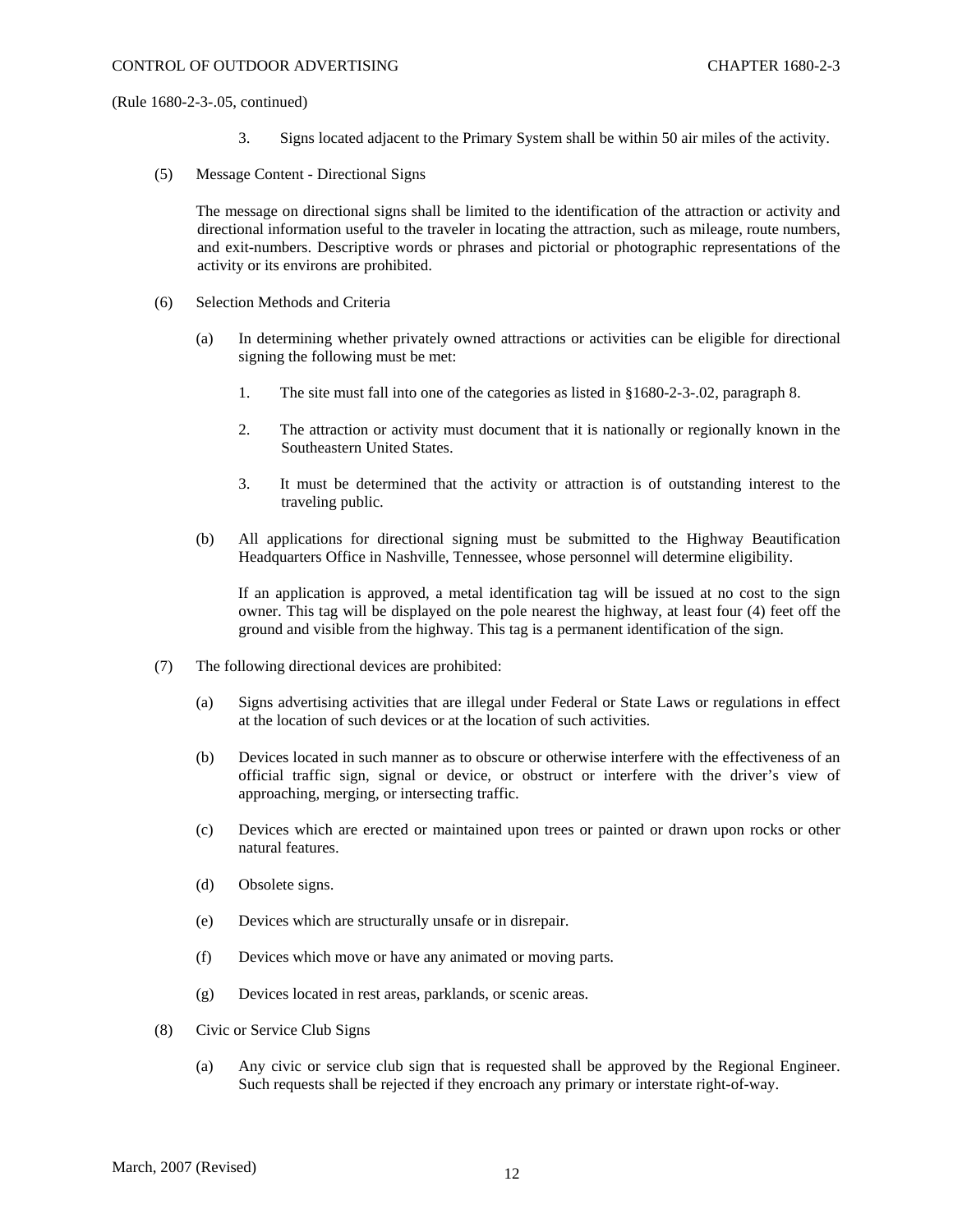(Rule 1680-2-3-.05, continued)

3. Signs located adjacent to the Primary System shall be within 50 air miles of the activity.

(5) Message Content - Directional Signs

The message on directional signs shall be limited to the identification of the attraction or activity and directional information useful to the traveler in locating the attraction, such as mileage, route numbers, and exit-numbers. Descriptive words or phrases and pictorial or photographic representations of the activity or its environs are prohibited.

(6) Selection Methods and Criteria

(a) In determining whether privately owned attractions or activities can be eligible for directional signing the following must be met:

1. The site must fall into one of the categories as listed in §1680-2-3-.02, paragraph 8.

2. The attraction or activity must document that it is nationally or regionally known in the Southeastern United States.

3. It must be determined that the activity or attraction is of outstanding interest to the traveling public.

(b) All applications for directional signing must be submitted to the Highway Beautification Headquarters Office in Nashville, Tennessee, whose personnel will determine eligibility.

If an application is approved, a metal identification tag will be issued at no cost to the sign owner. This tag will be displayed on the pole nearest the highway, at least four (4) feet off the ground and visible from the highway. This tag is a permanent identification of the sign.

(7) The following directional devices are prohibited:

(a) Signs advertising activities that are illegal under Federal or State Laws or regulations in effect at the location of such devices or at the location of such activities.

(b) Devices located in such manner as to obscure or otherwise interfere with the effectiveness of an official traffic sign, signal or device, or obstruct or interfere with the driver's view of approaching, merging, or intersecting traffic.

(c) Devices which are erected or maintained upon trees or painted or drawn upon rocks or other natural features.

(d) Obsolete signs.

(e) Devices which are structurally unsafe or in disrepair.

(f) Devices which move or have any animated or moving parts.

(g) Devices located in rest areas, parklands, or scenic areas.

(8) Civic or Service Club Signs

(a) Any civic or service club sign that is requested shall be approved by the Regional Engineer. Such requests shall be rejected if they encroach any primary or interstate right-of-way.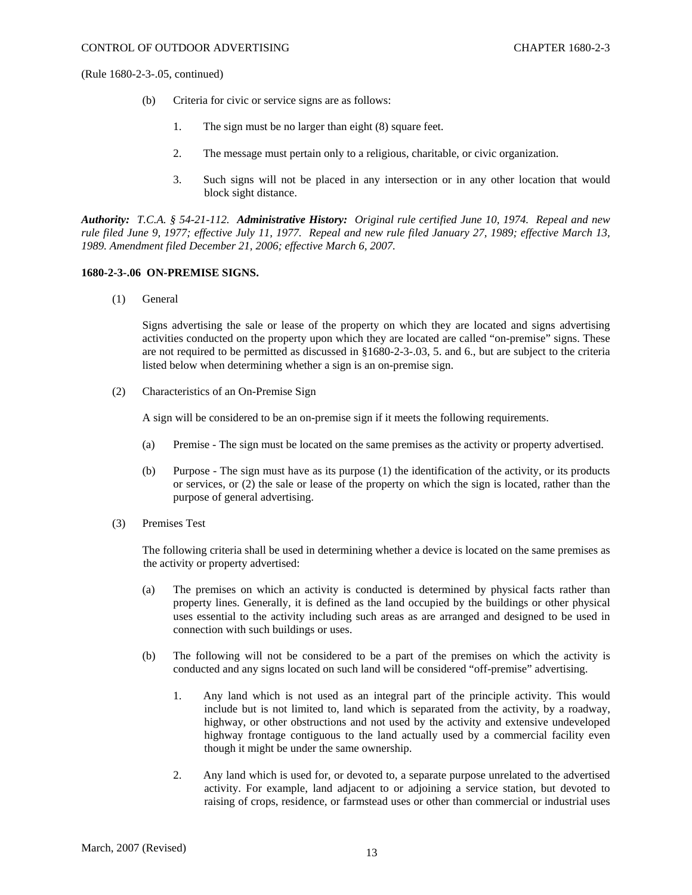(Rule 1680-2-3-.05, continued)

(b) Criteria for civic or service signs are as follows:

1. The sign must be no larger than eight (8) square feet.

2. The message must pertain only to a religious, charitable, or civic organization.

3. Such signs will not be placed in any intersection or in any other location that would block sight distance.

***Authority:*** *T.C.A. § 54-21-112.* ***Administrative History:*** *Original rule certified June 10, 1974. Repeal and new rule filed June 9, 1977; effective July 11, 1977. Repeal and new rule filed January 27, 1989; effective March 13, 1989. Amendment filed December 21, 2006; effective March 6, 2007.*

**1680-2-3-.06 ON-PREMISE SIGNS.**

(1) General

Signs advertising the sale or lease of the property on which they are located and signs advertising activities conducted on the property upon which they are located are called "on-premise" signs. These are not required to be permitted as discussed in §1680-2-3-.03, 5. and 6., but are subject to the criteria listed below when determining whether a sign is an on-premise sign.

(2) Characteristics of an On-Premise Sign

A sign will be considered to be an on-premise sign if it meets the following requirements.

(a) Premise - The sign must be located on the same premises as the activity or property advertised.

(b) Purpose - The sign must have as its purpose (1) the identification of the activity, or its products or services, or (2) the sale or lease of the property on which the sign is located, rather than the purpose of general advertising.

(3) Premises Test

The following criteria shall be used in determining whether a device is located on the same premises as the activity or property advertised:

(a) The premises on which an activity is conducted is determined by physical facts rather than property lines. Generally, it is defined as the land occupied by the buildings or other physical uses essential to the activity including such areas as are arranged and designed to be used in connection with such buildings or uses.

(b) The following will not be considered to be a part of the premises on which the activity is conducted and any signs located on such land will be considered "off-premise" advertising.

1. Any land which is not used as an integral part of the principle activity. This would include but is not limited to, land which is separated from the activity, by a roadway, highway, or other obstructions and not used by the activity and extensive undeveloped highway frontage contiguous to the land actually used by a commercial facility even though it might be under the same ownership.

2. Any land which is used for, or devoted to, a separate purpose unrelated to the advertised activity. For example, land adjacent to or adjoining a service station, but devoted to raising of crops, residence, or farmstead uses or other than commercial or industrial uses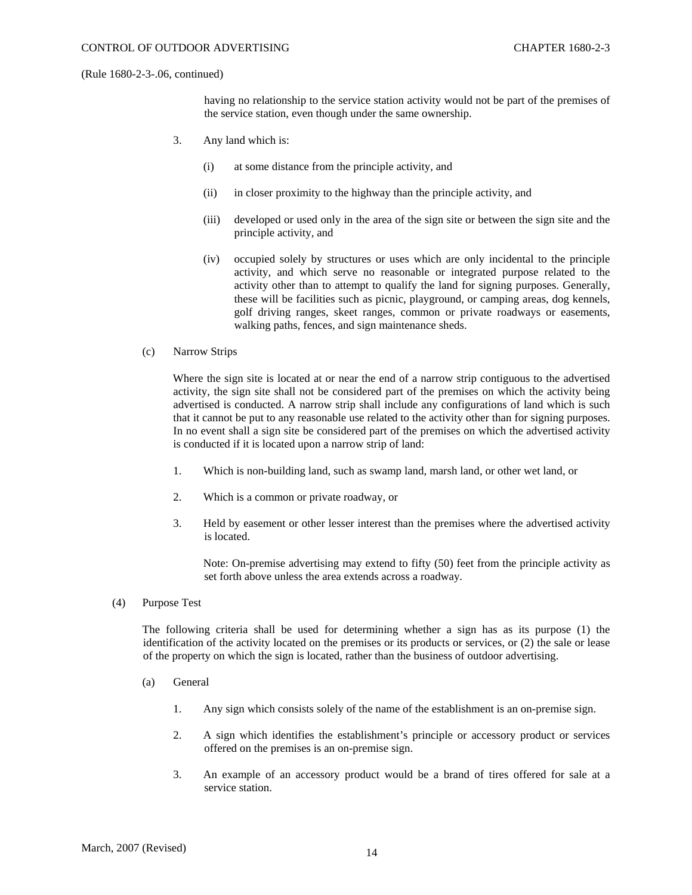(Rule 1680-2-3-.06, continued)

having no relationship to the service station activity would not be part of the premises of the service station, even though under the same ownership.

3. Any land which is:

    (i) at some distance from the principle activity, and

    (ii) in closer proximity to the highway than the principle activity, and

    (iii) developed or used only in the area of the sign site or between the sign site and the principle activity, and

    (iv) occupied solely by structures or uses which are only incidental to the principle activity, and which serve no reasonable or integrated purpose related to the activity other than to attempt to qualify the land for signing purposes. Generally, these will be facilities such as picnic, playground, or camping areas, dog kennels, golf driving ranges, skeet ranges, common or private roadways or easements, walking paths, fences, and sign maintenance sheds.

(c) Narrow Strips

Where the sign site is located at or near the end of a narrow strip contiguous to the advertised activity, the sign site shall not be considered part of the premises on which the activity being advertised is conducted. A narrow strip shall include any configurations of land which is such that it cannot be put to any reasonable use related to the activity other than for signing purposes. In no event shall a sign site be considered part of the premises on which the advertised activity is conducted if it is located upon a narrow strip of land:

1. Which is non-building land, such as swamp land, marsh land, or other wet land, or

2. Which is a common or private roadway, or

3. Held by easement or other lesser interest than the premises where the advertised activity is located.

    Note: On-premise advertising may extend to fifty (50) feet from the principle activity as set forth above unless the area extends across a roadway.

(4) Purpose Test

The following criteria shall be used for determining whether a sign has as its purpose (1) the identification of the activity located on the premises or its products or services, or (2) the sale or lease of the property on which the sign is located, rather than the business of outdoor advertising.

(a) General

1. Any sign which consists solely of the name of the establishment is an on-premise sign.

2. A sign which identifies the establishment's principle or accessory product or services offered on the premises is an on-premise sign.

3. An example of an accessory product would be a brand of tires offered for sale at a service station.

March, 2007 (Revised)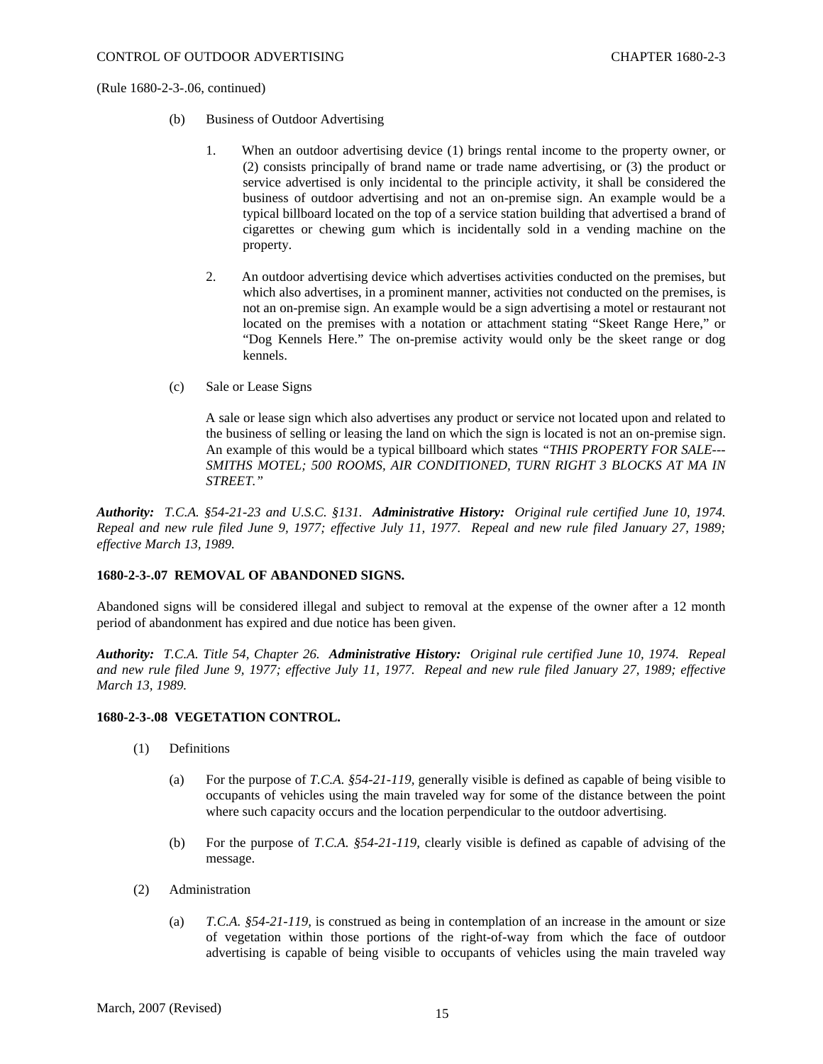(Rule 1680-2-3-.06, continued)

(b) Business of Outdoor Advertising

1. When an outdoor advertising device (1) brings rental income to the property owner, or (2) consists principally of brand name or trade name advertising, or (3) the product or service advertised is only incidental to the principle activity, it shall be considered the business of outdoor advertising and not an on-premise sign. An example would be a typical billboard located on the top of a service station building that advertised a brand of cigarettes or chewing gum which is incidentally sold in a vending machine on the property.

2. An outdoor advertising device which advertises activities conducted on the premises, but which also advertises, in a prominent manner, activities not conducted on the premises, is not an on-premise sign. An example would be a sign advertising a motel or restaurant not located on the premises with a notation or attachment stating "Skeet Range Here," or "Dog Kennels Here." The on-premise activity would only be the skeet range or dog kennels.

(c) Sale or Lease Signs

A sale or lease sign which also advertises any product or service not located upon and related to the business of selling or leasing the land on which the sign is located is not an on-premise sign. An example of this would be a typical billboard which states *"THIS PROPERTY FOR SALE---SMITHS MOTEL; 500 ROOMS, AIR CONDITIONED, TURN RIGHT 3 BLOCKS AT MA IN STREET."*

***Authority:*** *T.C.A. §54-21-23 and U.S.C. §131.* ***Administrative History:*** *Original rule certified June 10, 1974. Repeal and new rule filed June 9, 1977; effective July 11, 1977. Repeal and new rule filed January 27, 1989; effective March 13, 1989.*

**1680-2-3-.07 REMOVAL OF ABANDONED SIGNS.**

Abandoned signs will be considered illegal and subject to removal at the expense of the owner after a 12 month period of abandonment has expired and due notice has been given.

***Authority:*** *T.C.A. Title 54, Chapter 26.* ***Administrative History:*** *Original rule certified June 10, 1974. Repeal and new rule filed June 9, 1977; effective July 11, 1977. Repeal and new rule filed January 27, 1989; effective March 13, 1989.*

**1680-2-3-.08 VEGETATION CONTROL.**

(1) Definitions

(a) For the purpose of *T.C.A. §54-21-119,* generally visible is defined as capable of being visible to occupants of vehicles using the main traveled way for some of the distance between the point where such capacity occurs and the location perpendicular to the outdoor advertising.

(b) For the purpose of *T.C.A. §54-21-119,* clearly visible is defined as capable of advising of the message.

(2) Administration

(a) *T.C.A. §54-21-119,* is construed as being in contemplation of an increase in the amount or size of vegetation within those portions of the right-of-way from which the face of outdoor advertising is capable of being visible to occupants of vehicles using the main traveled way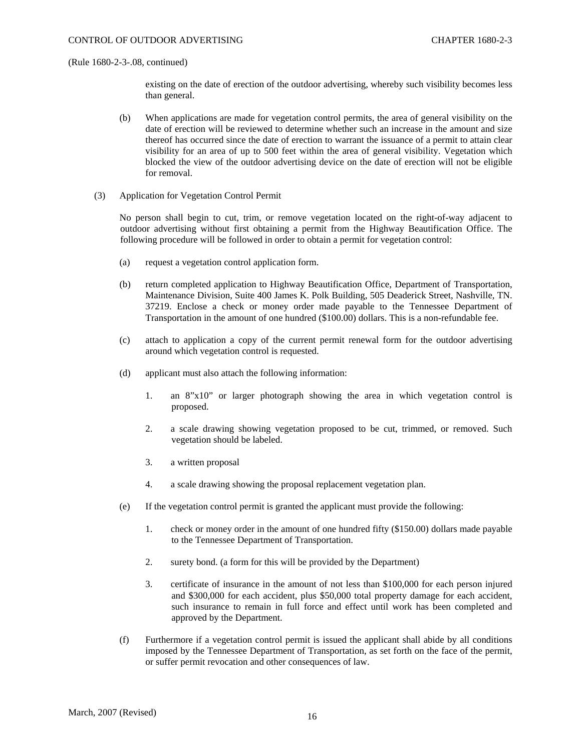(Rule 1680-2-3-.08, continued)

existing on the date of erection of the outdoor advertising, whereby such visibility becomes less than general.

(b) When applications are made for vegetation control permits, the area of general visibility on the date of erection will be reviewed to determine whether such an increase in the amount and size thereof has occurred since the date of erection to warrant the issuance of a permit to attain clear visibility for an area of up to 500 feet within the area of general visibility. Vegetation which blocked the view of the outdoor advertising device on the date of erection will not be eligible for removal.

(3) Application for Vegetation Control Permit

No person shall begin to cut, trim, or remove vegetation located on the right-of-way adjacent to outdoor advertising without first obtaining a permit from the Highway Beautification Office. The following procedure will be followed in order to obtain a permit for vegetation control:

(a) request a vegetation control application form.

(b) return completed application to Highway Beautification Office, Department of Transportation, Maintenance Division, Suite 400 James K. Polk Building, 505 Deaderick Street, Nashville, TN. 37219. Enclose a check or money order made payable to the Tennessee Department of Transportation in the amount of one hundred ($100.00) dollars. This is a non-refundable fee.

(c) attach to application a copy of the current permit renewal form for the outdoor advertising around which vegetation control is requested.

(d) applicant must also attach the following information:

1. an 8"x10" or larger photograph showing the area in which vegetation control is proposed.

2. a scale drawing showing vegetation proposed to be cut, trimmed, or removed. Such vegetation should be labeled.

3. a written proposal

4. a scale drawing showing the proposal replacement vegetation plan.

(e) If the vegetation control permit is granted the applicant must provide the following:

1. check or money order in the amount of one hundred fifty ($150.00) dollars made payable to the Tennessee Department of Transportation.

2. surety bond. (a form for this will be provided by the Department)

3. certificate of insurance in the amount of not less than $100,000 for each person injured and $300,000 for each accident, plus $50,000 total property damage for each accident, such insurance to remain in full force and effect until work has been completed and approved by the Department.

(f) Furthermore if a vegetation control permit is issued the applicant shall abide by all conditions imposed by the Tennessee Department of Transportation, as set forth on the face of the permit, or suffer permit revocation and other consequences of law.

March, 2007 (Revised)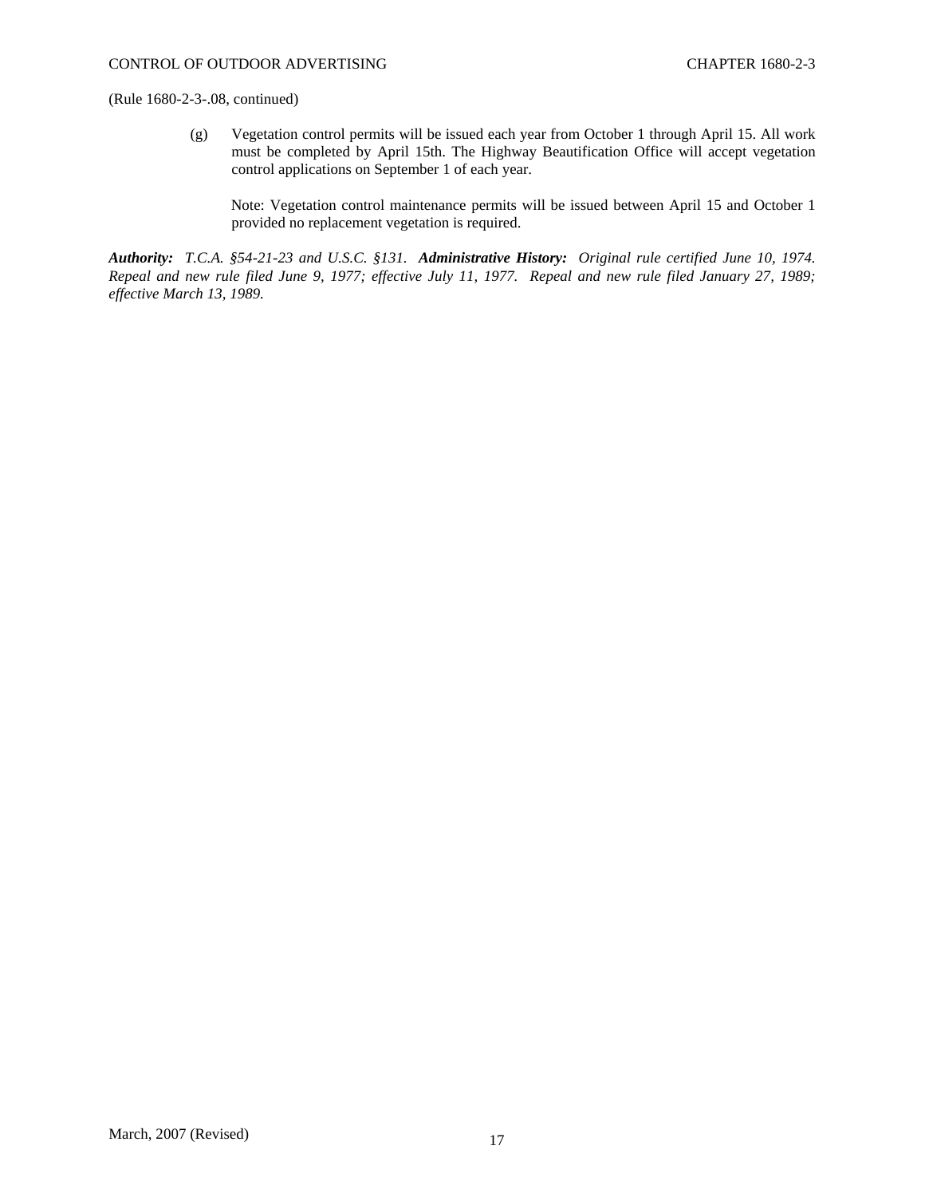(Rule 1680-2-3-.08, continued)

(g) Vegetation control permits will be issued each year from October 1 through April 15. All work must be completed by April 15th. The Highway Beautification Office will accept vegetation control applications on September 1 of each year.

Note: Vegetation control maintenance permits will be issued between April 15 and October 1 provided no replacement vegetation is required.

***Authority:*** *T.C.A. §54-21-23 and U.S.C. §131.* ***Administrative History:*** *Original rule certified June 10, 1974. Repeal and new rule filed June 9, 1977; effective July 11, 1977. Repeal and new rule filed January 27, 1989; effective March 13, 1989.*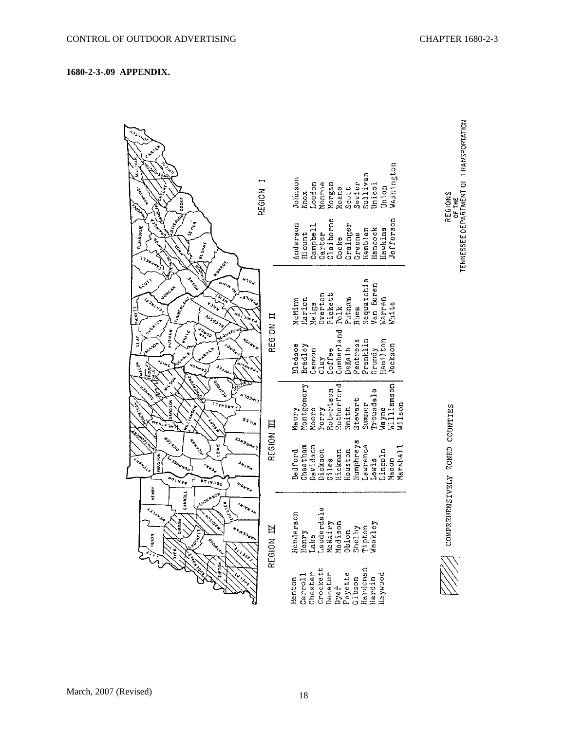## 1680-2-3-.09 APPENDIX.

REGIONS OF THE TENNESSEE DEPARTMENT OF TRANSPORTATION

COMPREHENSIVELY ZONED COUNTIES

**REGION I**

| | |
|---|---|
| Anderson | Johnson |
| Blount | Knox |
| Campbell | Loudon |
| Carter | Monroe |
| Claiborne | Morgan |
| Cocke | Roane |
| Grainger | Scott |
| Greene | Sevier |
| Hamblen | Sullivan |
| Hancock | Unicoi |
| Hawkins | Union |
| Jefferson | Washington |

**REGION II**

| | |
|---|---|
| Bledsoe | McMinn |
| Bradley | Marion |
| Cannon | Meigs |
| Clay | Overton |
| Coffee | Pickett |
| Cumberland | Polk |
| DeKalb | Putnam |
| Fentress | Rhea |
| Franklin | Sequatchie |
| Grundy | Van Buren |
| Hamilton | Warren |
| Jackson | White |

**REGION III**

| | |
|---|---|
| Bedford | Maury |
| Cheatham | Montgomery |
| Davidson | Moore |
| Dickson | Perry |
| Giles | Robertson |
| Hickman | Rutherford |
| Houston | Smith |
| Humphreys | Stewart |
| Lawrence | Sumner |
| Lewis | Trousdale |
| Lincoln | Wayne |
| Macon | Williamson |
| Marshall | Wilson |

**REGION IV**

| | |
|---|---|
| Benton | Henderson |
| Carroll | Henry |
| Chester | Lake |
| Crockett | Lauderdale |
| Decatur | McNairy |
| Dyer | Madison |
| Fayette | Obion |
| Gibson | Shelby |
| Hardeman | Tipton |
| Hardin | Weakley |
| Haywood | |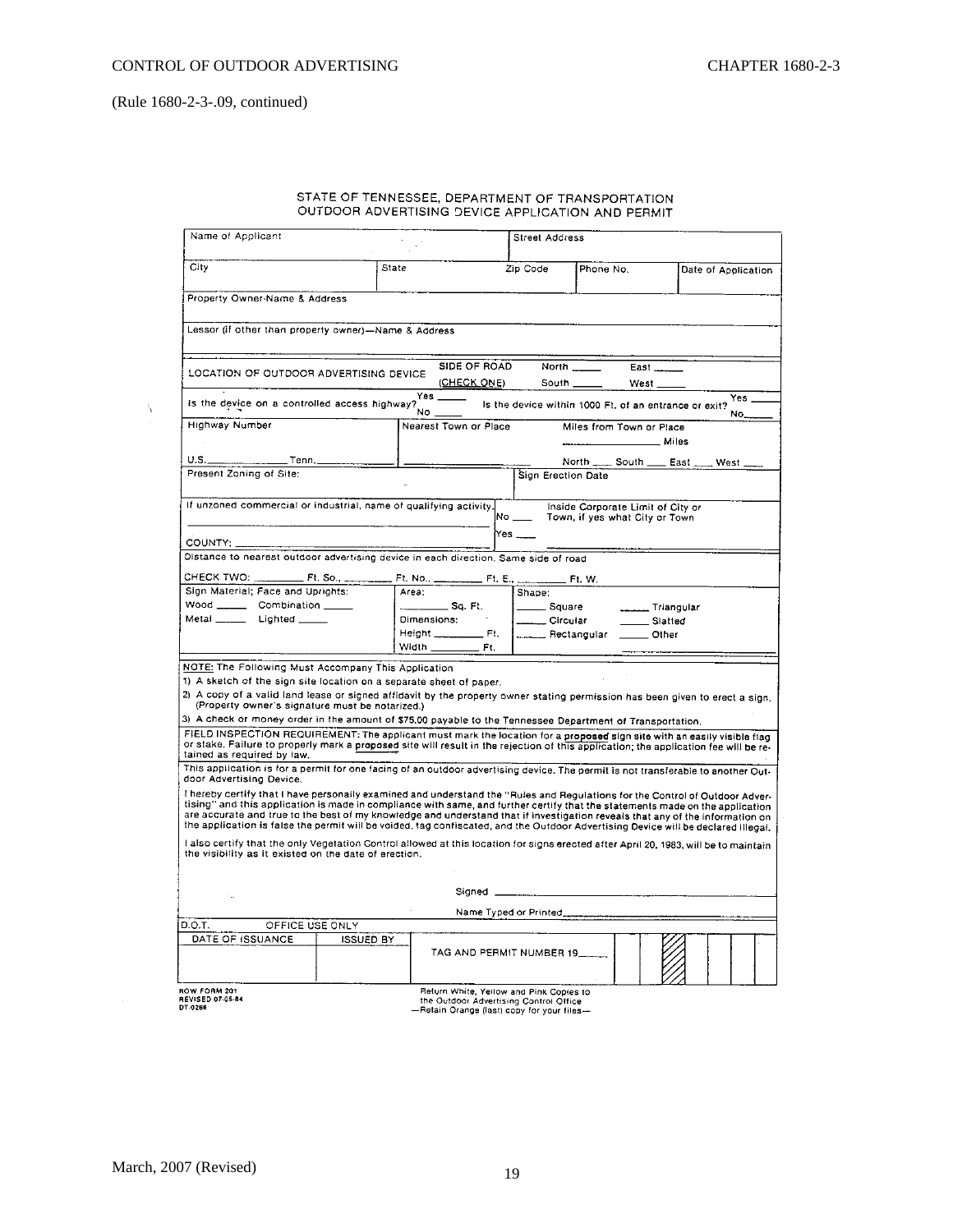(Rule 1680-2-3-.09, continued)

STATE OF TENNESSEE, DEPARTMENT OF TRANSPORTATION
OUTDOOR ADVERTISING DEVICE APPLICATION AND PERMIT

| Name of Applicant | | Street Address | | |
|---|---|---|---|---|
| City | State | Zip Code | Phone No. | Date of Application |

Property Owner-Name & Address

Lessor (if other than property owner)—Name & Address

LOCATION OF OUTDOOR ADVERTISING DEVICE — SIDE OF ROAD (CHECK ONE) North _____ East _____ South _____ West _____

Is the device on a controlled access highway? Yes _____ No _____ — Is the device within 1000 Ft. of an entrance or exit? Yes _____ No_____

| Highway Number | Nearest Town or Place | Miles from Town or Place |
|---|---|---|
| U.S. ____________ Tenn. ____________ | ____________________ | ____________ Miles North ___ South ___ East ___ West ___ |

| Present Zoning of Site: | Sign Erection Date |
|---|---|

If unzoned commercial or industrial, name of qualifying activity. ______________________

COUNTY: ______________________

No ___ Yes ___ Inside Corporate Limit of City or Town, if yes what City or Town ______________________

Distance to nearest outdoor advertising device in each direction. Same side of road

CHECK TWO: ________ Ft. So., ________ Ft. No., ________ Ft. E., ________ Ft. W.

| Sign Material; Face and Uprights: | Area: | Shape: |
|---|---|---|
| Wood _____ Combination _____ | ________ Sq. Ft. | _____ Square _____ Triangular |
| Metal _____ Lighted _____ | Dimensions: | _____ Circular _____ Slatted |
| | Height ________ Ft. | _____ Rectangular _____ Other |
| | Width ________ Ft. | |

NOTE: The Following Must Accompany This Application

1) A sketch of the sign site location on a separate sheet of paper.
2) A copy of a valid land lease or signed affidavit by the property owner stating permission has been given to erect a sign. (Property owner's signature must be notarized.)
3) A check or money order in the amount of $75.00 payable to the Tennessee Department of Transportation.

FIELD INSPECTION REQUIREMENT: The applicant must mark the location for a **proposed** sign site with an easily visible flag or stake. Failure to properly mark a **proposed** site will result in the rejection of this application; the application fee will be retained as required by law.

This application is for a permit for one facing of an outdoor advertising device. The permit is not transferable to another Outdoor Advertising Device.

I hereby certify that I have personally examined and understand the "Rules and Regulations for the Control of Outdoor Advertising" and this application is made in compliance with same, and further certify that the statements made on the application are accurate and true to the best of my knowledge and understand that if investigation reveals that any of the information on the application is false the permit will be voided, tag confiscated, and the Outdoor Advertising Device will be declared illegal.

I also certify that the only Vegetation Control allowed at this location for signs erected after April 20, 1983, will be to maintain the visibility as it existed on the date of erection.

Signed ______________________

Name Typed or Printed ______________________

D.O.T. OFFICE USE ONLY

| DATE OF ISSUANCE | ISSUED BY | TAG AND PERMIT NUMBER 19_____ |
|---|---|---|
| | | |

ROW FORM 201
REVISED 07-05-84
DT-0266

Return White, Yellow and Pink Copies to the Outdoor Advertising Control Office
—Retain Orange (last) copy for your files—

March, 2007 (Revised)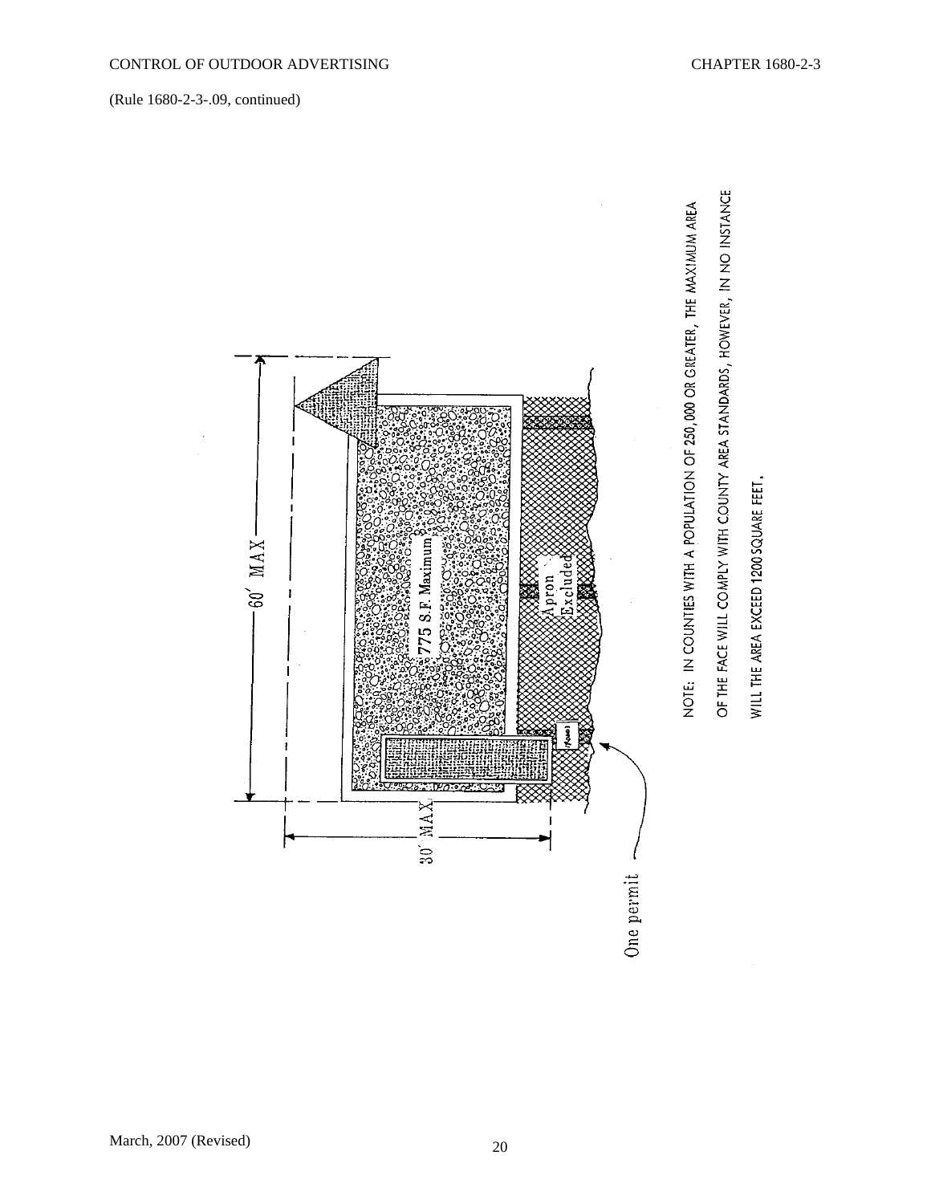(Rule 1680-2-3-.09, continued)

60' MAX

775 S.F. Maximum

Apron Excluded

30' MAX

One permit

NOTE: IN COUNTIES WITH A POPULATION OF 250,000 OR GREATER, THE MAXIMUM AREA OF THE FACE WILL COMPLY WITH COUNTY AREA STANDARDS, HOWEVER, IN NO INSTANCE WILL THE AREA EXCEED 1200 SQUARE FEET.

March, 2007 (Revised)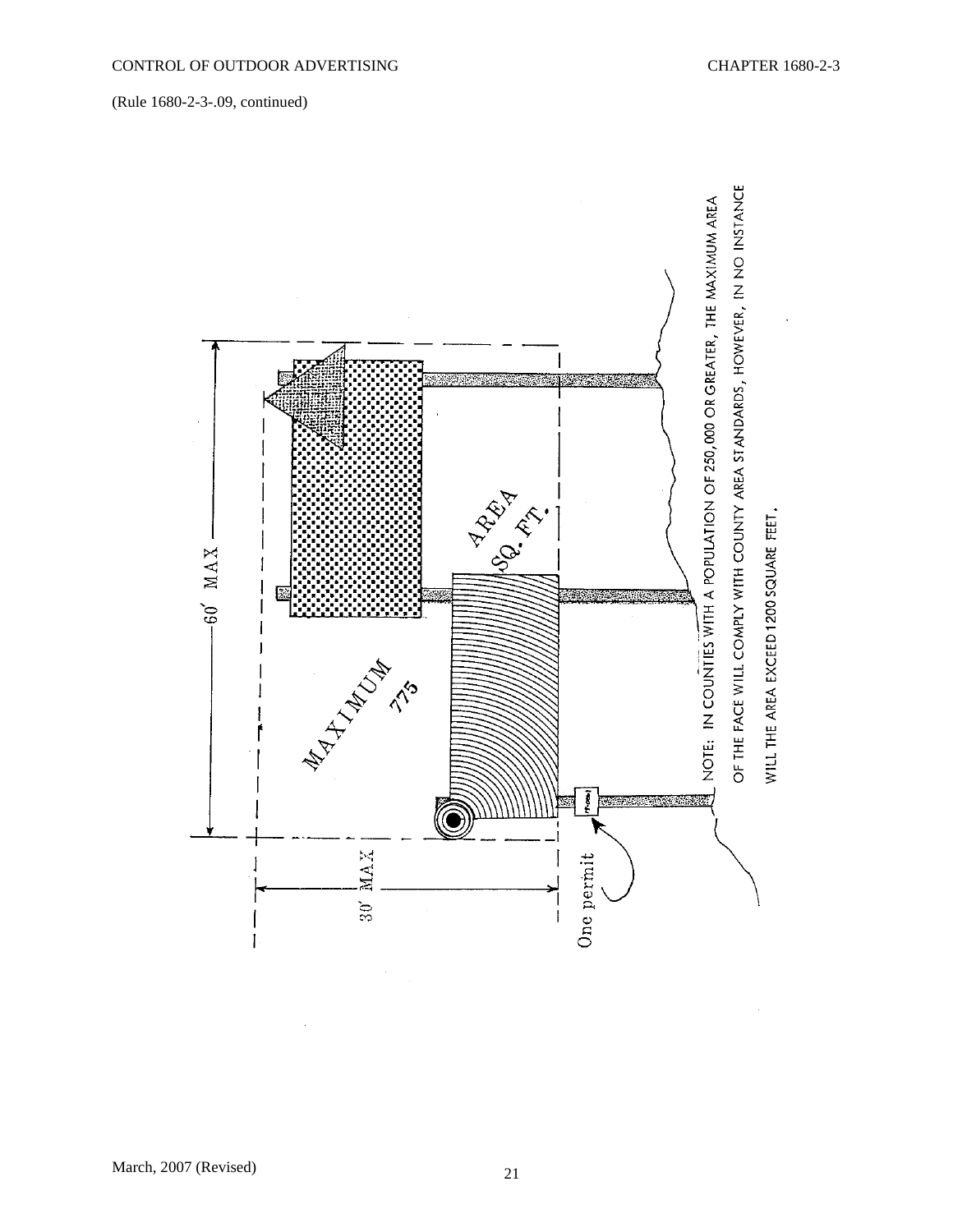(Rule 1680-2-3-.09, continued)

60′ MAX

30′ MAX

MAXIMUM 775 AREA SQ. FT.

One permit

NOTE: IN COUNTIES WITH A POPULATION OF 250,000 OR GREATER, THE MAXIMUM AREA OF THE FACE WILL COMPLY WITH COUNTY AREA STANDARDS, HOWEVER, IN NO INSTANCE WILL THE AREA EXCEED 1200 SQUARE FEET.

March, 2007 (Revised)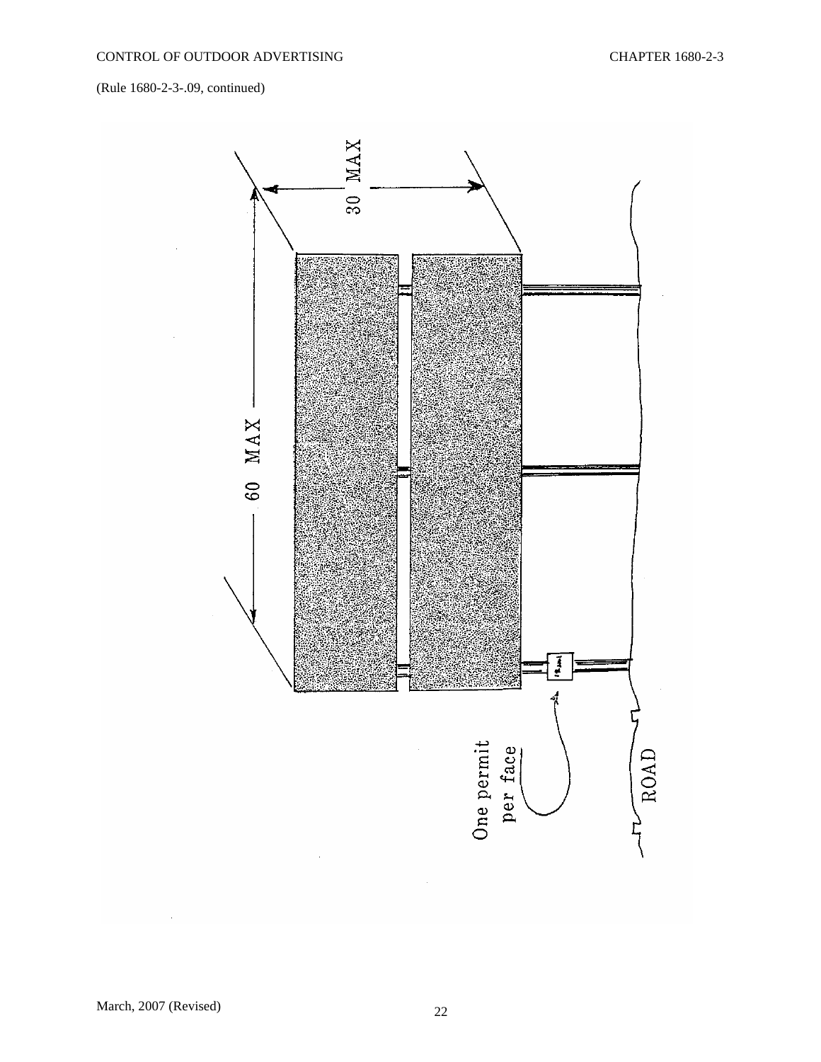(Rule 1680-2-3-.09, continued)

60 MAX

30 MAX

One permit per face

ROAD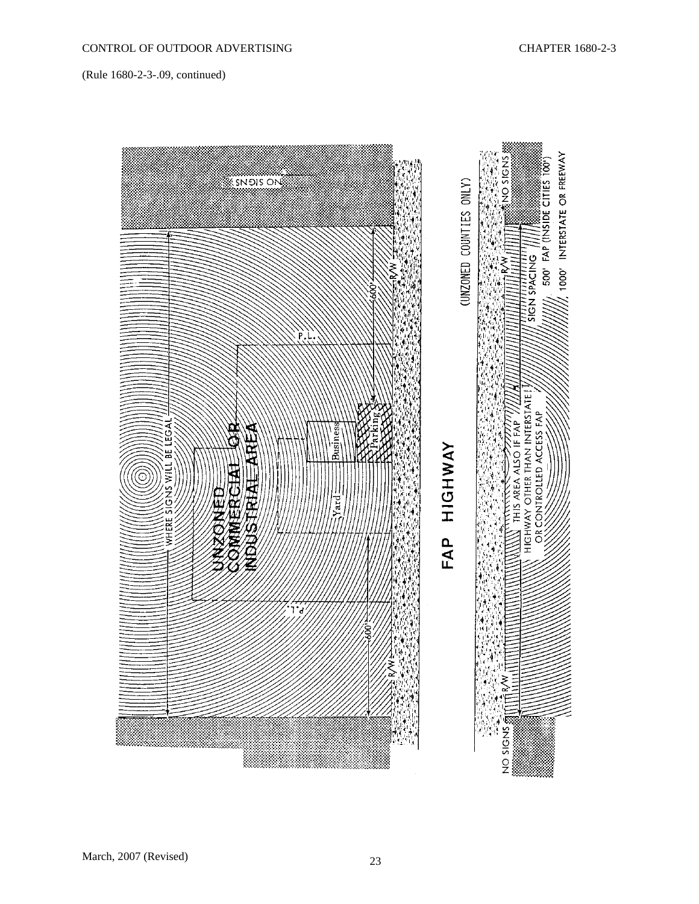(Rule 1680-2-3-.09, continued)

NO SIGNS

WHERE SIGNS WILL BE LEGAL

UNZONED COMMERCIAL OR INDUSTRIAL AREA

P.L.

600'

R/W

Business

Parking

Yard

P.L.

600'

R/W

FAP HIGHWAY

(UNZONED COUNTIES ONLY)

NO SIGNS

R/W

SIGN SPACING

500' FAP (INSIDE CITIES 100')

1000' INTERSTATE OR FREEWAY

THIS AREA ALSO IF FAP HIGHWAY OTHER THAN INTERSTATE OR CONTROLLED ACCESS FAP

R/W

NO SIGNS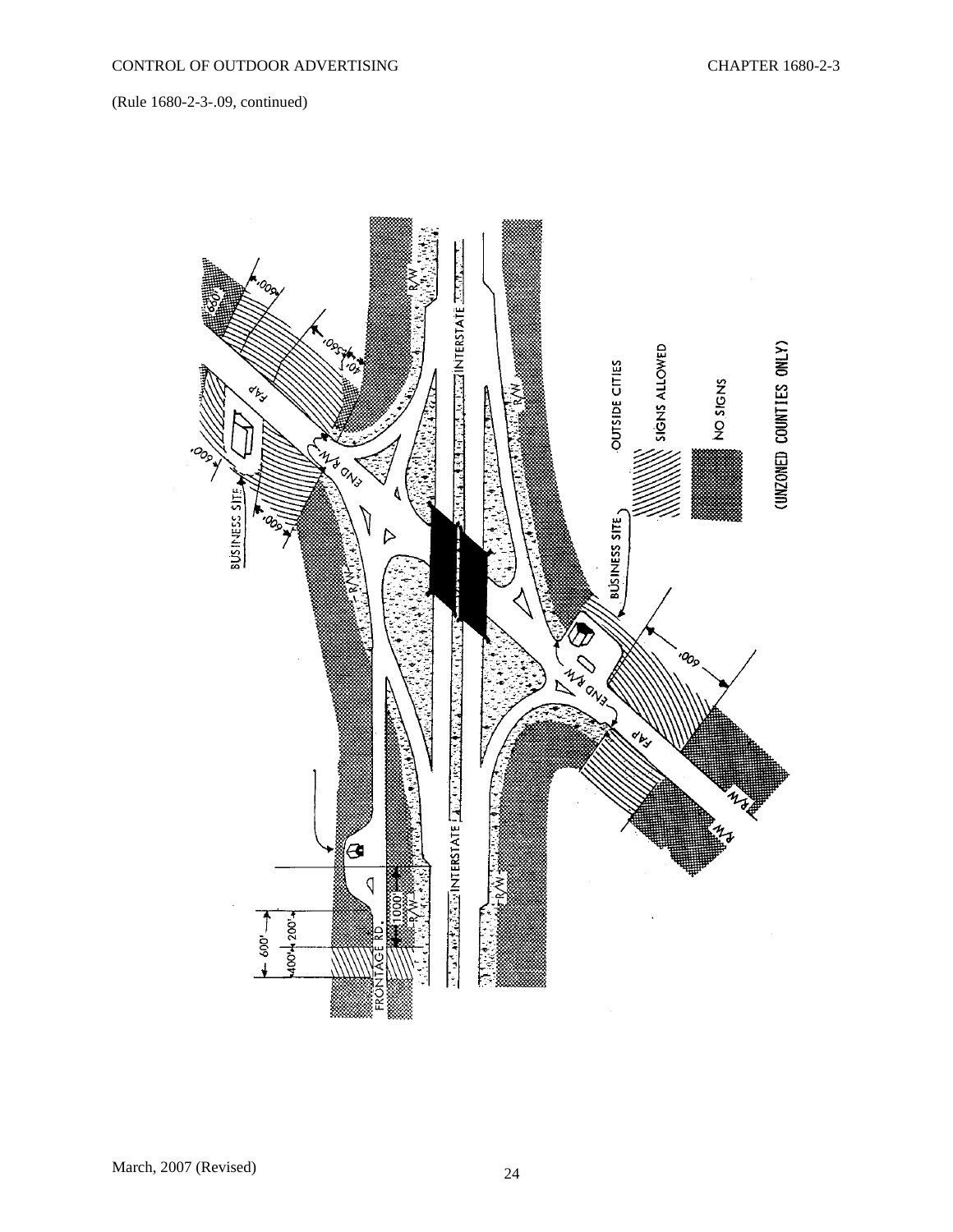(Rule 1680-2-3-.09, continued)

INTERSTATE

FAP

END R/W

BUSINESS SITE

FRONTAGE RD.

R/W

600'

560'

40'

1000'

400'

200'

OUTSIDE CITIES

SIGNS ALLOWED

NO SIGNS

(UNZONED COUNTIES ONLY)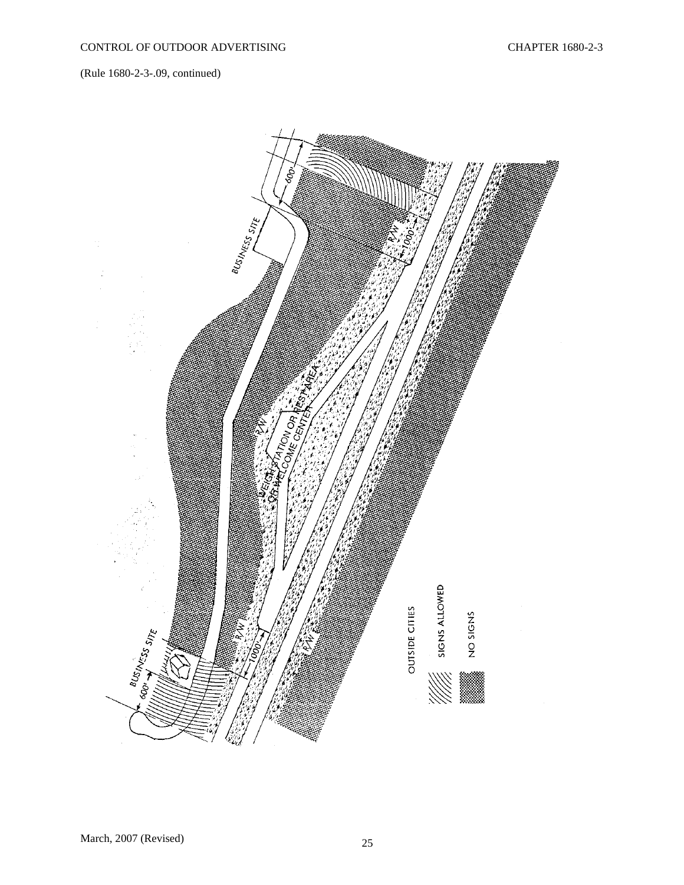(Rule 1680-2-3-.09, continued)

BUSINESS SITE

600'

R/W

1000'

WEIGH STATION OR REST AREA OR WELCOME CENTER

R/W

R/W

1000'

R/W

BUSINESS SITE

600'

OUTSIDE CITIES

SIGNS ALLOWED

NO SIGNS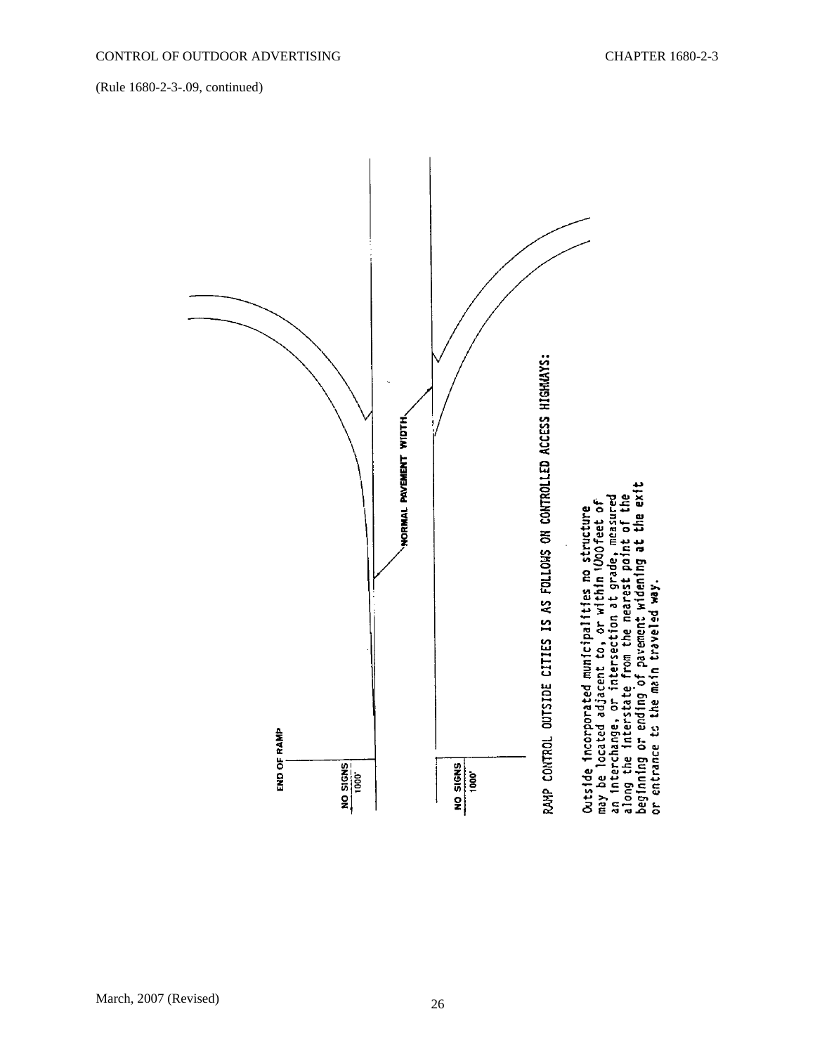(Rule 1680-2-3-.09, continued)

END OF RAMP

NO SIGNS 1000'

NORMAL PAVEMENT WIDTH

NO SIGNS 1000'

RAMP CONTROL OUTSIDE CITIES IS AS FOLLOWS ON CONTROLLED ACCESS HIGHWAYS:

Outside incorporated municipalities no structure may be located adjacent to, or within 1000 feet of an interchange, or intersection at grade, measured along the interstate from the nearest point of the beginning or ending of pavement widening at the exit or entrance to the main traveled way.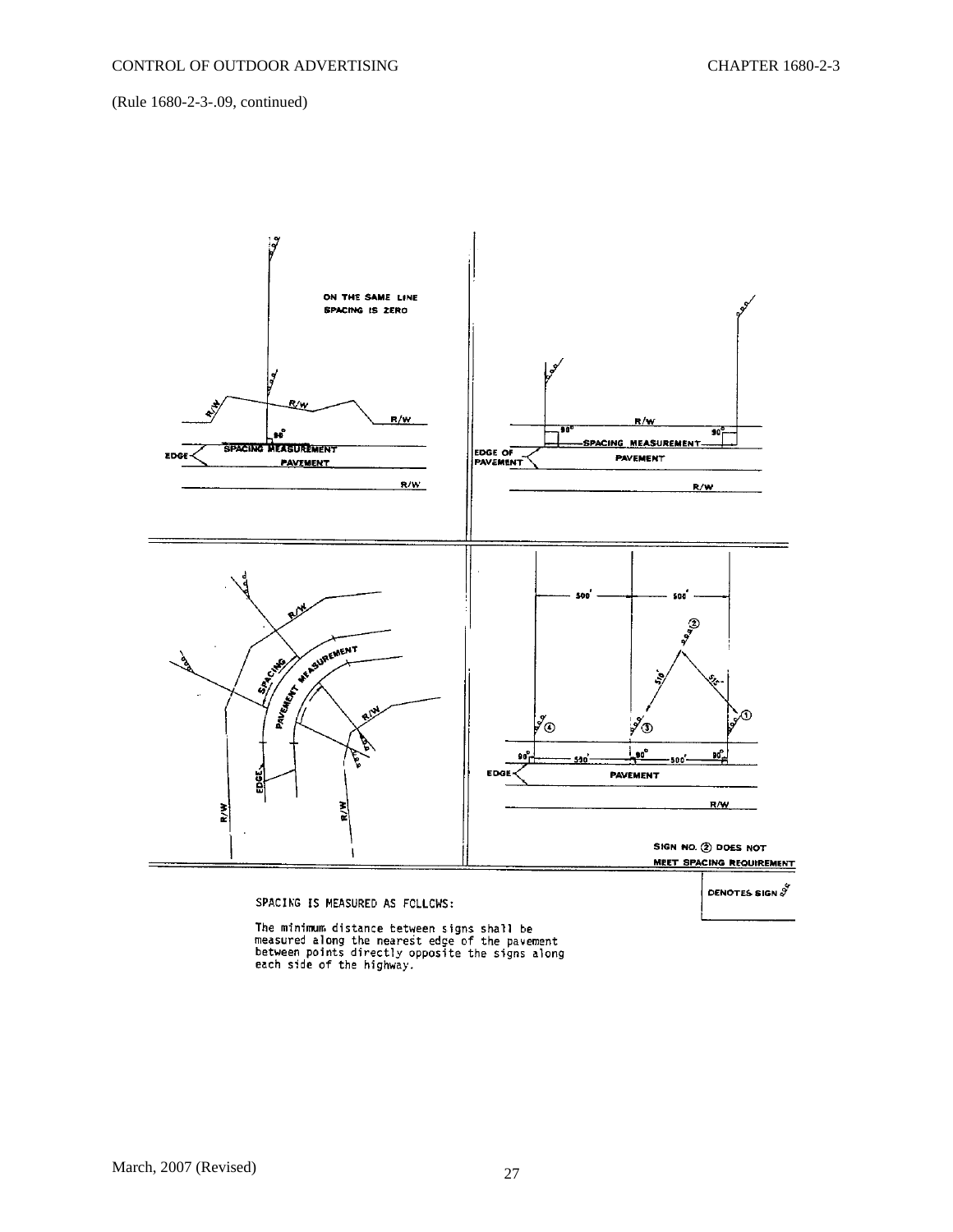(Rule 1680-2-3-.09, continued)

ON THE SAME LINE SPACING IS ZERO

SIGN NO. ② DOES NOT MEET SPACING REQUIREMENT

DENOTES SIGN

SPACING IS MEASURED AS FOLLOWS:

The minimum distance between signs shall be measured along the nearest edge of the pavement between points directly opposite the signs along each side of the highway.

March, 2007 (Revised)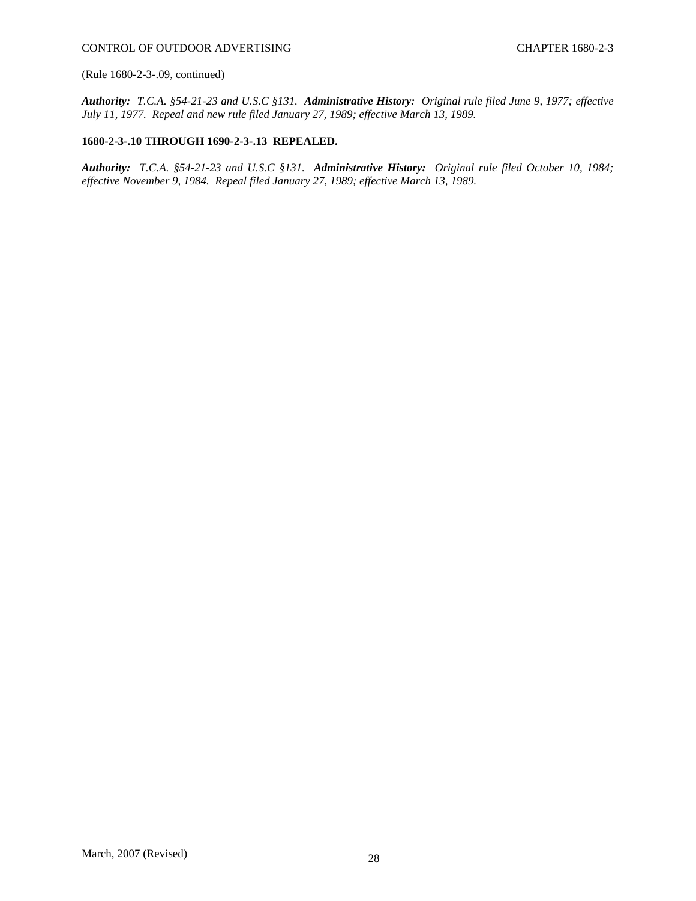(Rule 1680-2-3-.09, continued)

***Authority:*** *T.C.A. §54-21-23 and U.S.C §131.* ***Administrative History:*** *Original rule filed June 9, 1977; effective July 11, 1977. Repeal and new rule filed January 27, 1989; effective March 13, 1989.*

**1680-2-3-.10 THROUGH 1690-2-3-.13 REPEALED.**

***Authority:*** *T.C.A. §54-21-23 and U.S.C §131.* ***Administrative History:*** *Original rule filed October 10, 1984; effective November 9, 1984. Repeal filed January 27, 1989; effective March 13, 1989.*

March, 2007 (Revised)